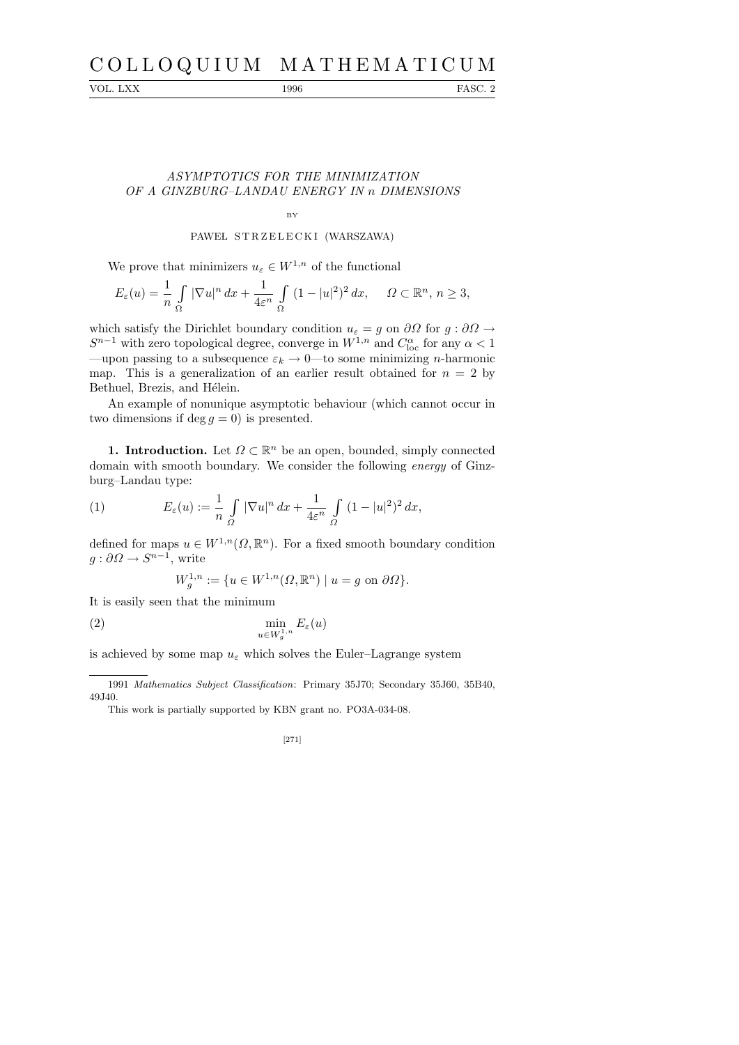# ASYMPTOTICS FOR THE MINIMIZATION OF A GINZBURG–LANDAU ENERGY IN $n$ DIMENSIONS

BY

PAWEŁ STRZELECKI (WARSZAWA)

We prove that minimizers $u_\varepsilon \in W^{1,n}$ of the functional

$$E_\varepsilon(u) = \frac{1}{n}\int_\Omega |\nabla u|^n\,dx + \frac{1}{4\varepsilon^n}\int_\Omega (1-|u|^2)^2\,dx, \qquad \Omega\subset\mathbb{R}^n,\ n\ge 3,$$

which satisfy the Dirichlet boundary condition $u_\varepsilon = g$ on $\partial\Omega$ for $g:\partial\Omega\to S^{n-1}$ with zero topological degree, converge in $W^{1,n}$ and $C^\alpha_{\mathrm{loc}}$ for any $\alpha<1$ —upon passing to a subsequence $\varepsilon_k\to 0$—to some minimizing $n$-harmonic map. This is a generalization of an earlier result obtained for $n=2$ by Bethuel, Brezis, and Hélein.

An example of nonunique asymptotic behaviour (which cannot occur in two dimensions if $\deg g = 0$) is presented.

**1. Introduction.** Let $\Omega\subset\mathbb{R}^n$ be an open, bounded, simply connected domain with smooth boundary. We consider the following *energy* of Ginzburg–Landau type:

$$E_\varepsilon(u) := \frac{1}{n}\int_\Omega |\nabla u|^n\,dx + \frac{1}{4\varepsilon^n}\int_\Omega (1-|u|^2)^2\,dx, \tag{1}$$

defined for maps $u\in W^{1,n}(\Omega,\mathbb{R}^n)$. For a fixed smooth boundary condition $g:\partial\Omega\to S^{n-1}$, write

$$W^{1,n}_g := \{u\in W^{1,n}(\Omega,\mathbb{R}^n) \mid u = g \text{ on } \partial\Omega\}.$$

It is easily seen that the minimum

$$\min_{u\in W^{1,n}_g} E_\varepsilon(u) \tag{2}$$

is achieved by some map $u_\varepsilon$ which solves the Euler–Lagrange system

---

1991 *Mathematics Subject Classification*: Primary 35J70; Secondary 35J60, 35B40, 49J40.

This work is partially supported by KBN grant no. PO3A-034-08.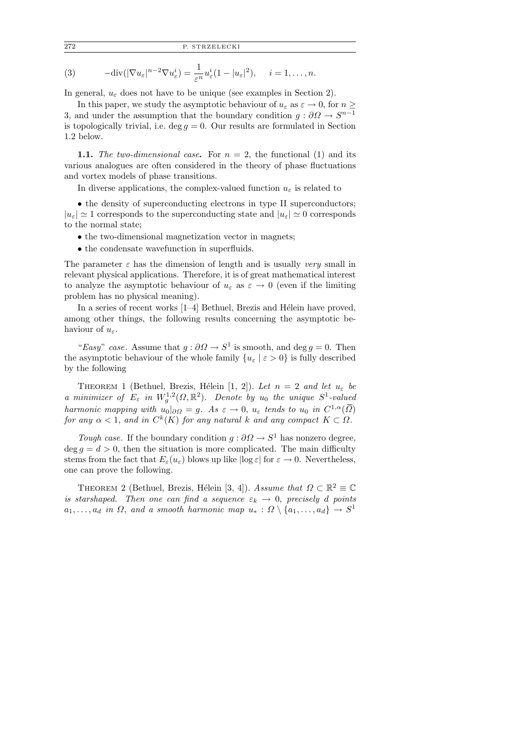$$(3) \qquad -\mathrm{div}(|\nabla u_\varepsilon|^{n-2}\nabla u_\varepsilon^i) = \frac{1}{\varepsilon^n} u_\varepsilon^i (1 - |u_\varepsilon|^2), \quad i = 1, \ldots, n.$$

In general, $u_\varepsilon$ does not have to be unique (see examples in Section 2).

In this paper, we study the asymptotic behaviour of $u_\varepsilon$ as $\varepsilon \to 0$, for $n \geq 3$, and under the assumption that the boundary condition $g : \partial\Omega \to S^{n-1}$ is topologically trivial, i.e. $\deg g = 0$. Our results are formulated in Section 1.2 below.

**1.1.** *The two-dimensional case***.** For $n = 2$, the functional (1) and its various analogues are often considered in the theory of phase fluctuations and vortex models of phase transitions.

In diverse applications, the complex-valued function $u_\varepsilon$ is related to

- the density of superconducting electrons in type II superconductors; $|u_\varepsilon| \simeq 1$ corresponds to the superconducting state and $|u_\varepsilon| \simeq 0$ corresponds to the normal state;
- the two-dimensional magnetization vector in magnets;
- the condensate wavefunction in superfluids.

The parameter $\varepsilon$ has the dimension of length and is usually *very* small in relevant physical applications. Therefore, it is of great mathematical interest to analyze the asymptotic behaviour of $u_\varepsilon$ as $\varepsilon \to 0$ (even if the limiting problem has no physical meaning).

In a series of recent works [1–4] Bethuel, Brezis and Hélein have proved, among other things, the following results concerning the asymptotic behaviour of $u_\varepsilon$.

"*Easy*" *case*. Assume that $g : \partial\Omega \to S^1$ is smooth, and $\deg g = 0$. Then the asymptotic behaviour of the whole family $\{u_\varepsilon \mid \varepsilon > 0\}$ is fully described by the following

THEOREM 1 (Bethuel, Brezis, Hélein [1, 2]). *Let $n = 2$ and let $u_\varepsilon$ be a minimizer of $E_\varepsilon$ in $W^{1,2}_g(\Omega, \mathbb{R}^2)$. Denote by $u_0$ the unique $S^1$-valued harmonic mapping with $u_0|_{\partial\Omega} = g$. As $\varepsilon \to 0$, $u_\varepsilon$ tends to $u_0$ in $C^{1,\alpha}(\overline{\Omega})$ for any $\alpha < 1$, and in $C^k(K)$ for any natural $k$ and any compact $K \subset \Omega$.*

*Tough case*. If the boundary condition $g : \partial\Omega \to S^1$ has nonzero degree, $\deg g = d > 0$, then the situation is more complicated. The main difficulty stems from the fact that $E_\varepsilon(u_\varepsilon)$ blows up like $|\log \varepsilon|$ for $\varepsilon \to 0$. Nevertheless, one can prove the following.

THEOREM 2 (Bethuel, Brezis, Hélein [3, 4]). *Assume that $\Omega \subset \mathbb{R}^2 \equiv \mathbb{C}$ is starshaped. Then one can find a sequence $\varepsilon_k \to 0$, precisely $d$ points $a_1, \ldots, a_d$ in $\Omega$, and a smooth harmonic map $u_* : \Omega \setminus \{a_1, \ldots, a_d\} \to S^1$*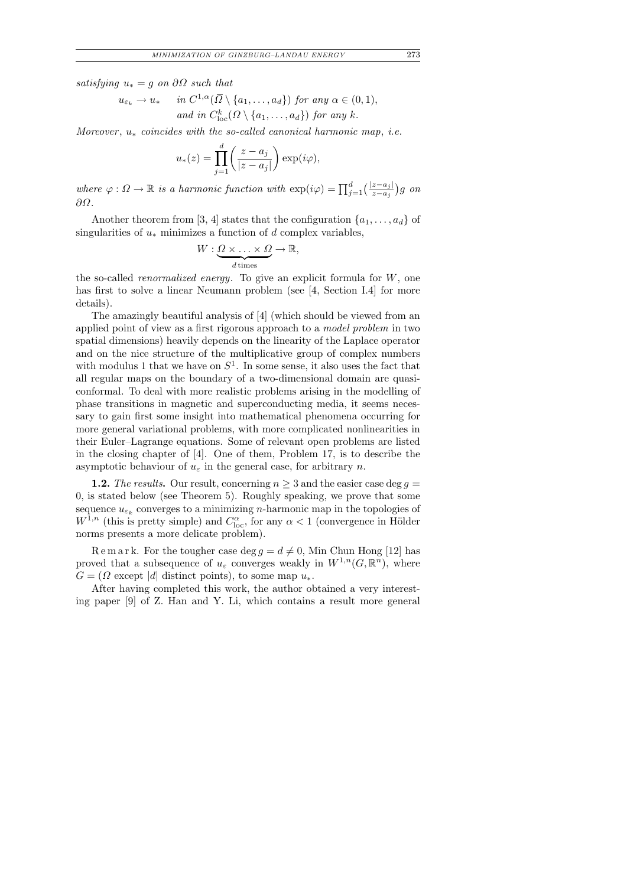*satisfying* $u_* = g$ *on* $\partial\Omega$ *such that*

$$u_{\varepsilon_k} \to u_* \quad \text{in } C^{1,\alpha}(\overline{\Omega} \setminus \{a_1, \ldots, a_d\}) \text{ for any } \alpha \in (0,1),$$
$$\text{and in } C^k_{\mathrm{loc}}(\Omega \setminus \{a_1, \ldots, a_d\}) \text{ for any } k.$$

*Moreover*, $u_*$ *coincides with the so-called canonical harmonic map*, *i.e.*

$$u_*(z) = \prod_{j=1}^{d} \left( \frac{z - a_j}{|z - a_j|} \right) \exp(i\varphi),$$

*where* $\varphi : \Omega \to \mathbb{R}$ *is a harmonic function with* $\exp(i\varphi) = \prod_{j=1}^{d} \big(\frac{|z-a_j|}{z-a_j}\big) g$ *on* $\partial\Omega$.

Another theorem from [3, 4] states that the configuration $\{a_1, \ldots, a_d\}$ of singularities of $u_*$ minimizes a function of $d$ complex variables,

$$W : \underbrace{\Omega \times \ldots \times \Omega}_{d\,\text{times}} \to \mathbb{R},$$

the so-called *renormalized energy*. To give an explicit formula for $W$, one has first to solve a linear Neumann problem (see [4, Section I.4] for more details).

The amazingly beautiful analysis of [4] (which should be viewed from an applied point of view as a first rigorous approach to a *model problem* in two spatial dimensions) heavily depends on the linearity of the Laplace operator and on the nice structure of the multiplicative group of complex numbers with modulus 1 that we have on $S^1$. In some sense, it also uses the fact that all regular maps on the boundary of a two-dimensional domain are quasiconformal. To deal with more realistic problems arising in the modelling of phase transitions in magnetic and superconducting media, it seems necessary to gain first some insight into mathematical phenomena occurring for more general variational problems, with more complicated nonlinearities in their Euler–Lagrange equations. Some of relevant open problems are listed in the closing chapter of [4]. One of them, Problem 17, is to describe the asymptotic behaviour of $u_\varepsilon$ in the general case, for arbitrary $n$.

**1.2.** *The results.* Our result, concerning $n \geq 3$ and the easier case $\deg g = 0$, is stated below (see Theorem 5). Roughly speaking, we prove that some sequence $u_{\varepsilon_k}$ converges to a minimizing $n$-harmonic map in the topologies of $W^{1,n}$ (this is pretty simple) and $C^\alpha_{\mathrm{loc}}$, for any $\alpha < 1$ (convergence in Hölder norms presents a more delicate problem).

Remark. For the tougher case $\deg g = d \neq 0$, Min Chun Hong [12] has proved that a subsequence of $u_\varepsilon$ converges weakly in $W^{1,n}(G, \mathbb{R}^n)$, where $G = (\Omega$ except $|d|$ distinct points), to some map $u_*$.

After having completed this work, the author obtained a very interesting paper [9] of Z. Han and Y. Li, which contains a result more general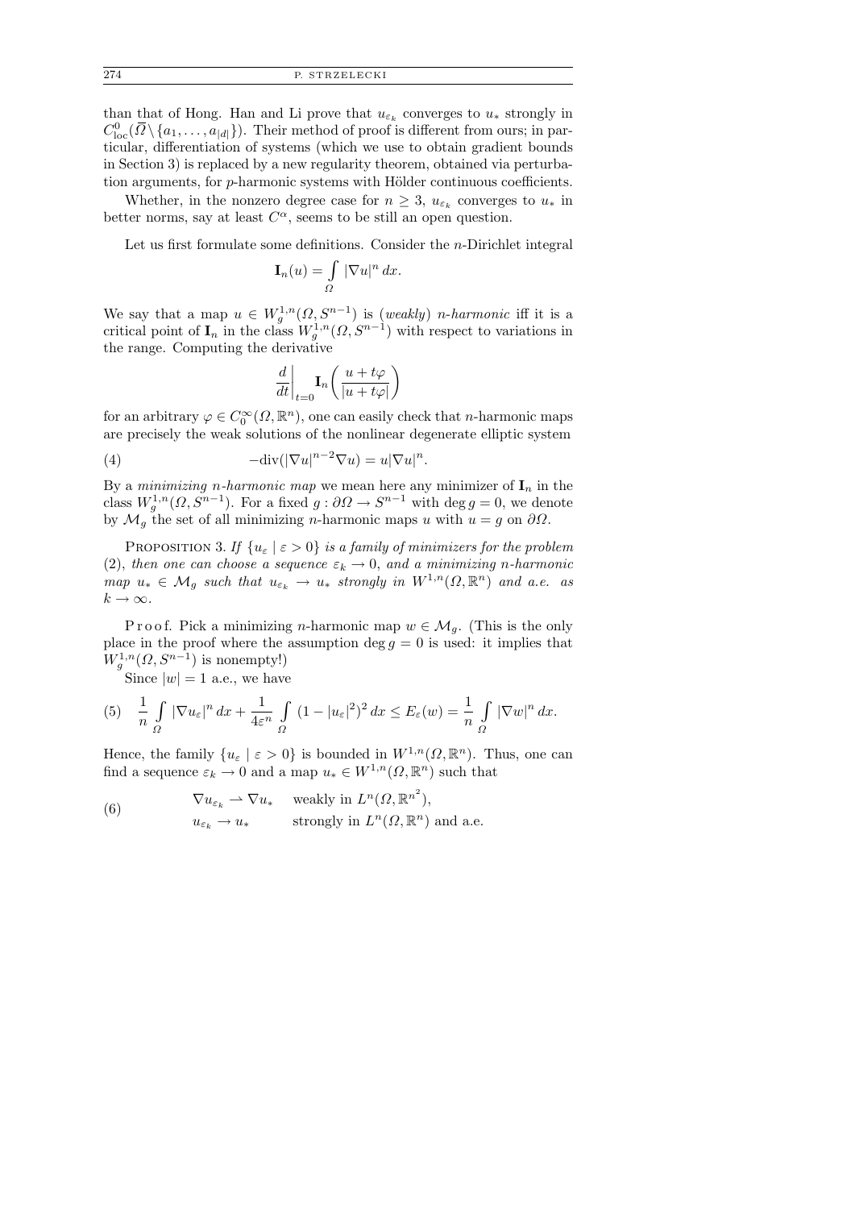than that of Hong. Han and Li prove that $u_{\varepsilon_k}$ converges to $u_*$ strongly in $C^0_{\rm loc}(\overline{\Omega}\setminus\{a_1,\ldots,a_{|d|}\})$. Their method of proof is different from ours; in particular, differentiation of systems (which we use to obtain gradient bounds in Section 3) is replaced by a new regularity theorem, obtained via perturbation arguments, for $p$-harmonic systems with Hölder continuous coefficients.

Whether, in the nonzero degree case for $n\ge 3$, $u_{\varepsilon_k}$ converges to $u_*$ in better norms, say at least $C^\alpha$, seems to be still an open question.

Let us first formulate some definitions. Consider the $n$-Dirichlet integral

$$\mathbf{I}_n(u)=\int\limits_{\Omega}|\nabla u|^n\,dx.$$

We say that a map $u\in W^{1,n}_g(\Omega,S^{n-1})$ is (*weakly*) *$n$-harmonic* iff it is a critical point of $\mathbf{I}_n$ in the class $W^{1,n}_g(\Omega,S^{n-1})$ with respect to variations in the range. Computing the derivative

$$\frac{d}{dt}\bigg|_{t=0}\mathbf{I}_n\bigg(\frac{u+t\varphi}{|u+t\varphi|}\bigg)$$

for an arbitrary $\varphi\in C^\infty_0(\Omega,\mathbb{R}^n)$, one can easily check that $n$-harmonic maps are precisely the weak solutions of the nonlinear degenerate elliptic system

$$-\mathrm{div}(|\nabla u|^{n-2}\nabla u)=u|\nabla u|^n. \tag{4}$$

By a *minimizing $n$-harmonic map* we mean here any minimizer of $\mathbf{I}_n$ in the class $W^{1,n}_g(\Omega,S^{n-1})$. For a fixed $g:\partial\Omega\to S^{n-1}$ with $\deg g=0$, we denote by $\mathcal{M}_g$ the set of all minimizing $n$-harmonic maps $u$ with $u=g$ on $\partial\Omega$.

PROPOSITION 3. *If $\{u_\varepsilon\mid\varepsilon>0\}$ is a family of minimizers for the problem* (2), *then one can choose a sequence $\varepsilon_k\to 0$, and a minimizing $n$-harmonic map $u_*\in\mathcal{M}_g$ such that $u_{\varepsilon_k}\to u_*$ strongly in $W^{1,n}(\Omega,\mathbb{R}^n)$ and a.e. as $k\to\infty$.*

Proof. Pick a minimizing $n$-harmonic map $w\in\mathcal{M}_g$. (This is the only place in the proof where the assumption $\deg g=0$ is used: it implies that $W^{1,n}_g(\Omega,S^{n-1})$ is nonempty!)

Since $|w|=1$ a.e., we have

$$\frac{1}{n}\int\limits_{\Omega}|\nabla u_\varepsilon|^n\,dx+\frac{1}{4\varepsilon^n}\int\limits_{\Omega}(1-|u_\varepsilon|^2)^2\,dx\le E_\varepsilon(w)=\frac{1}{n}\int\limits_{\Omega}|\nabla w|^n\,dx. \tag{5}$$

Hence, the family $\{u_\varepsilon\mid\varepsilon>0\}$ is bounded in $W^{1,n}(\Omega,\mathbb{R}^n)$. Thus, one can find a sequence $\varepsilon_k\to 0$ and a map $u_*\in W^{1,n}(\Omega,\mathbb{R}^n)$ such that

$$\begin{aligned}&\nabla u_{\varepsilon_k}\rightharpoonup\nabla u_* &&\text{weakly in } L^n(\Omega,\mathbb{R}^{n^2}),\\ &u_{\varepsilon_k}\to u_* &&\text{strongly in } L^n(\Omega,\mathbb{R}^n)\text{ and a.e.}\end{aligned} \tag{6}$$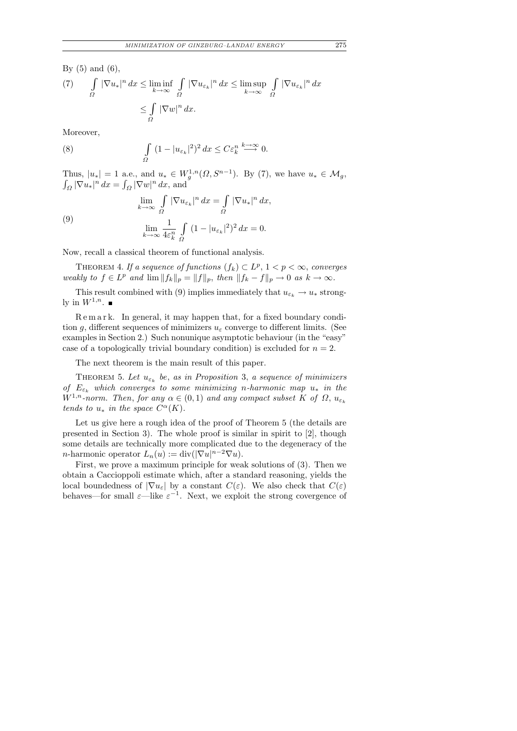By (5) and (6),

$$\text{(7)} \qquad \int_{\Omega} |\nabla u_*|^n \, dx \le \liminf_{k\to\infty} \int_{\Omega} |\nabla u_{\varepsilon_k}|^n \, dx \le \limsup_{k\to\infty} \int_{\Omega} |\nabla u_{\varepsilon_k}|^n \, dx \le \int_{\Omega} |\nabla w|^n \, dx.$$

Moreover,

$$\text{(8)} \qquad \int_{\Omega} (1 - |u_{\varepsilon_k}|^2)^2 \, dx \le C\varepsilon_k^n \xrightarrow{k\to\infty} 0.$$

Thus, $|u_*| = 1$ a.e., and $u_* \in W^{1,n}_g(\Omega, S^{n-1})$. By (7), we have $u_* \in \mathcal{M}_g$, $\int_\Omega |\nabla u_*|^n \, dx = \int_\Omega |\nabla w|^n \, dx$, and

$$\text{(9)} \qquad \lim_{k\to\infty} \int_{\Omega} |\nabla u_{\varepsilon_k}|^n \, dx = \int_{\Omega} |\nabla u_*|^n \, dx, \qquad \lim_{k\to\infty} \frac{1}{4\varepsilon_k^n} \int_{\Omega} (1 - |u_{\varepsilon_k}|^2)^2 \, dx = 0.$$

Now, recall a classical theorem of functional analysis.

Theorem 4. *If a sequence of functions $(f_k) \subset L^p$, $1 < p < \infty$, converges weakly to $f \in L^p$ and $\lim \|f_k\|_p = \|f\|_p$, then $\|f_k - f\|_p \to 0$ as $k \to \infty$.*

This result combined with (9) implies immediately that $u_{\varepsilon_k} \to u_*$ strongly in $W^{1,n}$. ∎

Remark. In general, it may happen that, for a fixed boundary condition $g$, different sequences of minimizers $u_\varepsilon$ converge to different limits. (See examples in Section 2.) Such nonunique asymptotic behaviour (in the "easy" case of a topologically trivial boundary condition) is excluded for $n = 2$.

The next theorem is the main result of this paper.

Theorem 5. *Let $u_{\varepsilon_k}$ be, as in Proposition 3, a sequence of minimizers of $E_{\varepsilon_k}$ which converges to some minimizing $n$-harmonic map $u_*$ in the $W^{1,n}$-norm. Then, for any $\alpha \in (0,1)$ and any compact subset $K$ of $\Omega$, $u_{\varepsilon_k}$ tends to $u_*$ in the space $C^\alpha(K)$.*

Let us give here a rough idea of the proof of Theorem 5 (the details are presented in Section 3). The whole proof is similar in spirit to [2], though some details are technically more complicated due to the degeneracy of the $n$-harmonic operator $L_n(u) := \operatorname{div}(|\nabla u|^{n-2}\nabla u)$.

First, we prove a maximum principle for weak solutions of (3). Then we obtain a Caccioppoli estimate which, after a standard reasoning, yields the local boundedness of $|\nabla u_\varepsilon|$ by a constant $C(\varepsilon)$. We also check that $C(\varepsilon)$ behaves—for small $\varepsilon$—like $\varepsilon^{-1}$. Next, we exploit the strong covergence of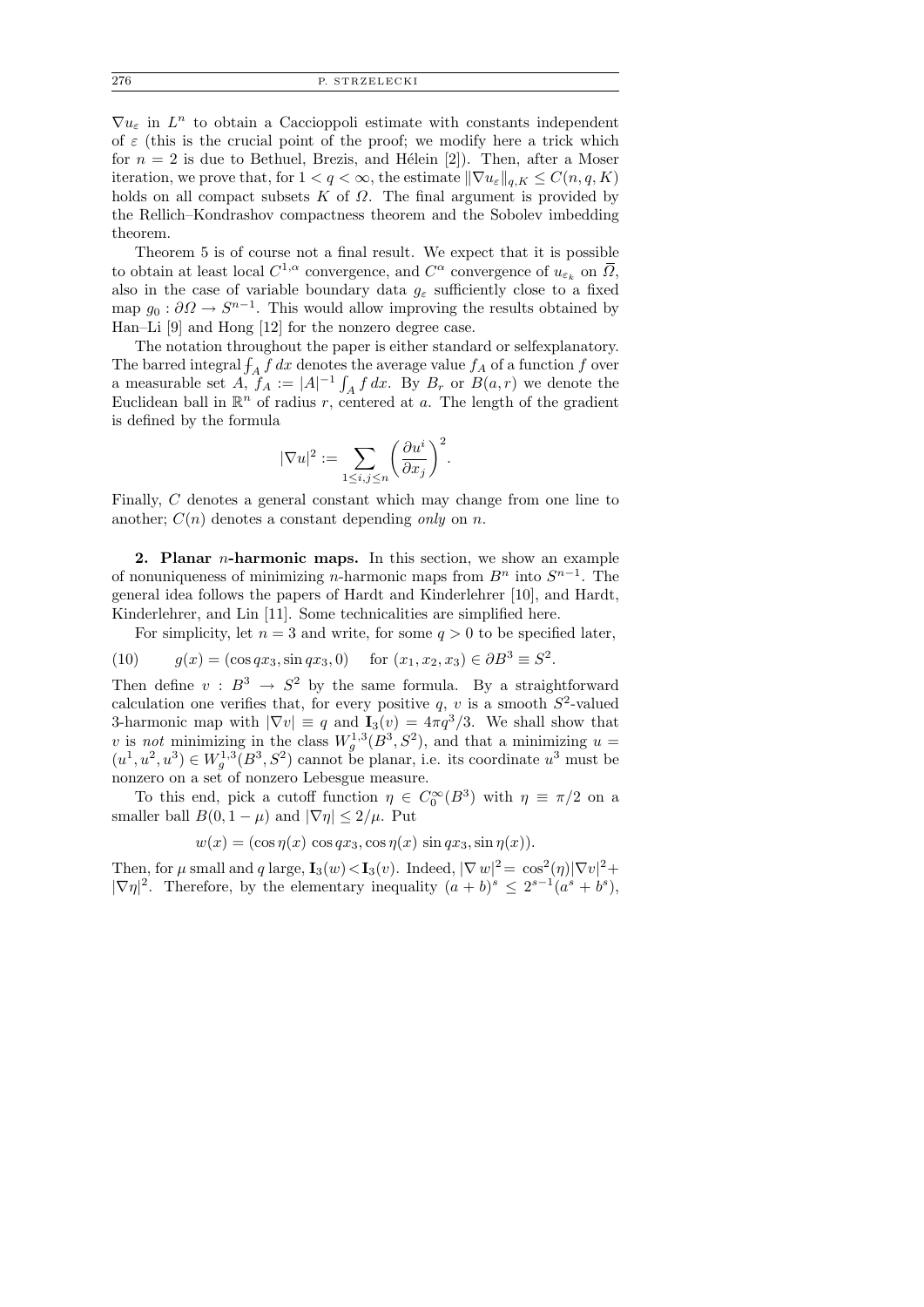$\nabla u_\varepsilon$ in $L^n$ to obtain a Caccioppoli estimate with constants independent of $\varepsilon$ (this is the crucial point of the proof; we modify here a trick which for $n = 2$ is due to Bethuel, Brezis, and Hélein [2]). Then, after a Moser iteration, we prove that, for $1 < q < \infty$, the estimate $\|\nabla u_\varepsilon\|_{q,K} \le C(n,q,K)$ holds on all compact subsets $K$ of $\Omega$. The final argument is provided by the Rellich–Kondrashov compactness theorem and the Sobolev imbedding theorem.

Theorem 5 is of course not a final result. We expect that it is possible to obtain at least local $C^{1,\alpha}$ convergence, and $C^\alpha$ convergence of $u_{\varepsilon_k}$ on $\overline{\Omega}$, also in the case of variable boundary data $g_\varepsilon$ sufficiently close to a fixed map $g_0 : \partial\Omega \to S^{n-1}$. This would allow improving the results obtained by Han–Li [9] and Hong [12] for the nonzero degree case.

The notation throughout the paper is either standard or selfexplanatory. The barred integral $⨍_A f\,dx$ denotes the average value $f_A$ of a function $f$ over a measurable set $A$, $f_A := |A|^{-1}\int_A f\,dx$. By $B_r$ or $B(a,r)$ we denote the Euclidean ball in $\mathbb{R}^n$ of radius $r$, centered at $a$. The length of the gradient is defined by the formula

$$|\nabla u|^2 := \sum_{1\le i,j\le n}\left(\frac{\partial u^i}{\partial x_j}\right)^2.$$

Finally, $C$ denotes a general constant which may change from one line to another; $C(n)$ denotes a constant depending *only* on $n$.

## 2. Planar $n$-harmonic maps.

In this section, we show an example of nonuniqueness of minimizing $n$-harmonic maps from $B^n$ into $S^{n-1}$. The general idea follows the papers of Hardt and Kinderlehrer [10], and Hardt, Kinderlehrer, and Lin [11]. Some technicalities are simplified here.

For simplicity, let $n = 3$ and write, for some $q > 0$ to be specified later,

$$g(x) = (\cos qx_3, \sin qx_3, 0) \quad \text{for } (x_1,x_2,x_3) \in \partial B^3 \equiv S^2. \tag{10}$$

Then define $v : B^3 \to S^2$ by the same formula. By a straightforward calculation one verifies that, for every positive $q$, $v$ is a smooth $S^2$-valued 3-harmonic map with $|\nabla v| \equiv q$ and $\mathbf{I}_3(v) = 4\pi q^3/3$. We shall show that $v$ is *not* minimizing in the class $W^{1,3}_g(B^3,S^2)$, and that a minimizing $u = (u^1,u^2,u^3) \in W^{1,3}_g(B^3,S^2)$ cannot be planar, i.e. its coordinate $u^3$ must be nonzero on a set of nonzero Lebesgue measure.

To this end, pick a cutoff function $\eta \in C_0^\infty(B^3)$ with $\eta \equiv \pi/2$ on a smaller ball $B(0,1-\mu)$ and $|\nabla\eta| \le 2/\mu$. Put

$$w(x) = (\cos\eta(x)\,\cos qx_3, \cos\eta(x)\,\sin qx_3, \sin\eta(x)).$$

Then, for $\mu$ small and $q$ large, $\mathbf{I}_3(w) < \mathbf{I}_3(v)$. Indeed, $|\nabla w|^2 = \cos^2(\eta)|\nabla v|^2 + |\nabla\eta|^2$. Therefore, by the elementary inequality $(a+b)^s \le 2^{s-1}(a^s+b^s)$,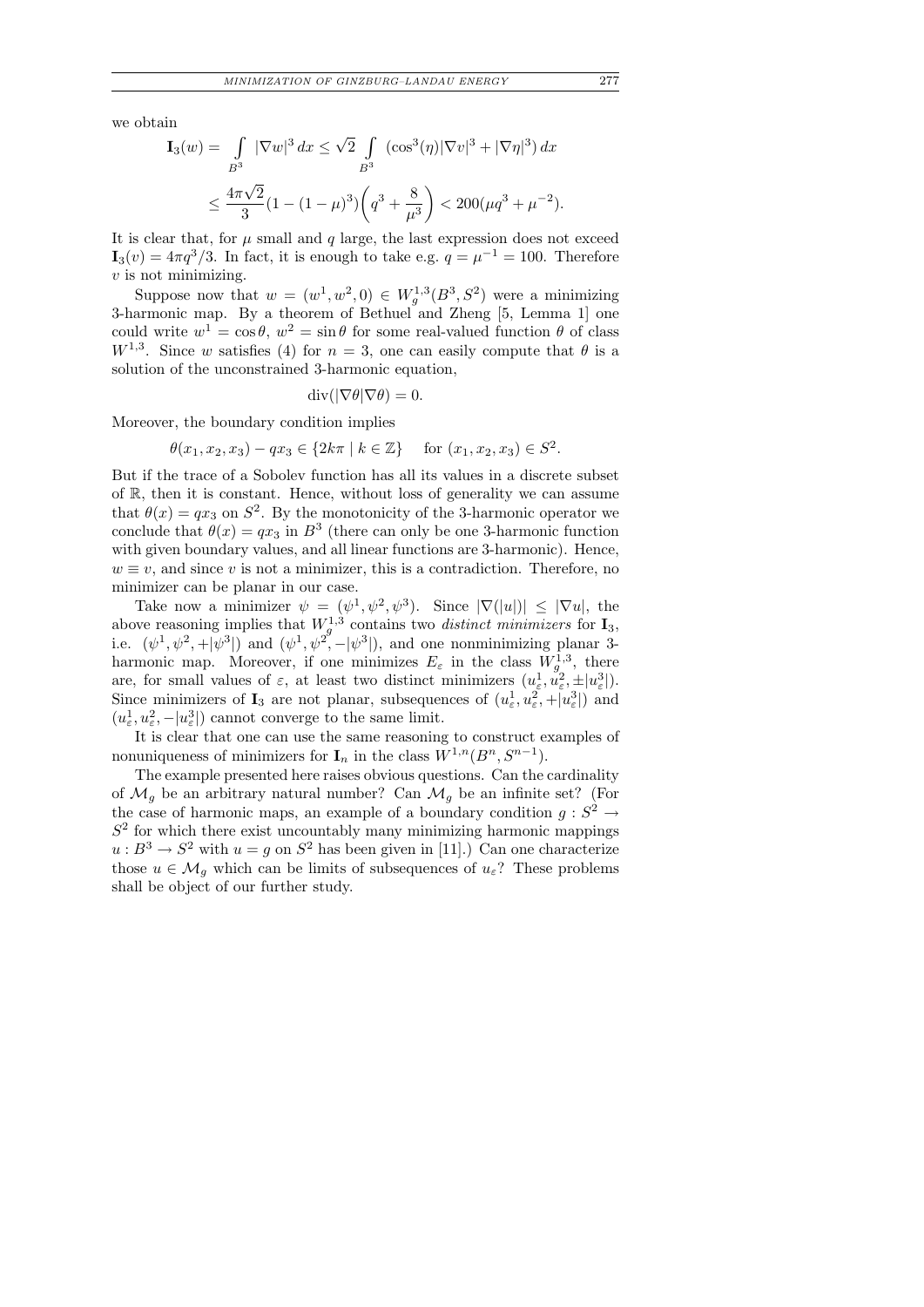we obtain

$$\mathbf{I}_3(w) = \int_{B^3} |\nabla w|^3\,dx \le \sqrt{2}\int_{B^3} (\cos^3(\eta)|\nabla v|^3 + |\nabla \eta|^3)\,dx$$

$$\le \frac{4\pi\sqrt{2}}{3}(1-(1-\mu)^3)\bigg(q^3 + \frac{8}{\mu^3}\bigg) < 200(\mu q^3 + \mu^{-2}).$$

It is clear that, for $\mu$ small and $q$ large, the last expression does not exceed $\mathbf{I}_3(v) = 4\pi q^3/3$. In fact, it is enough to take e.g. $q = \mu^{-1} = 100$. Therefore $v$ is not minimizing.

Suppose now that $w = (w^1, w^2, 0) \in W^{1,3}_g(B^3, S^2)$ were a minimizing 3-harmonic map. By a theorem of Bethuel and Zheng [5, Lemma 1] one could write $w^1 = \cos\theta$, $w^2 = \sin\theta$ for some real-valued function $\theta$ of class $W^{1,3}$. Since $w$ satisfies (4) for $n = 3$, one can easily compute that $\theta$ is a solution of the unconstrained 3-harmonic equation,

$$\operatorname{div}(|\nabla\theta|\nabla\theta) = 0.$$

Moreover, the boundary condition implies

$$\theta(x_1, x_2, x_3) - qx_3 \in \{2k\pi \mid k \in \mathbb{Z}\} \quad \text{for } (x_1, x_2, x_3) \in S^2.$$

But if the trace of a Sobolev function has all its values in a discrete subset of $\mathbb{R}$, then it is constant. Hence, without loss of generality we can assume that $\theta(x) = qx_3$ on $S^2$. By the monotonicity of the 3-harmonic operator we conclude that $\theta(x) = qx_3$ in $B^3$ (there can only be one 3-harmonic function with given boundary values, and all linear functions are 3-harmonic). Hence, $w \equiv v$, and since $v$ is not a minimizer, this is a contradiction. Therefore, no minimizer can be planar in our case.

Take now a minimizer $\psi = (\psi^1, \psi^2, \psi^3)$. Since $|\nabla(|u|)| \le |\nabla u|$, the above reasoning implies that $W^{1,3}_g$ contains two *distinct minimizers* for $\mathbf{I}_3$, i.e. $(\psi^1, \psi^2, +|\psi^3|)$ and $(\psi^1, \psi^2, -|\psi^3|)$, and one nonminimizing planar 3-harmonic map. Moreover, if one minimizes $E_\varepsilon$ in the class $W^{1,3}_g$, there are, for small values of $\varepsilon$, at least two distinct minimizers $(u^1_\varepsilon, u^2_\varepsilon, \pm|u^3_\varepsilon|)$. Since minimizers of $\mathbf{I}_3$ are not planar, subsequences of $(u^1_\varepsilon, u^2_\varepsilon, +|u^3_\varepsilon|)$ and $(u^1_\varepsilon, u^2_\varepsilon, -|u^3_\varepsilon|)$ cannot converge to the same limit.

It is clear that one can use the same reasoning to construct examples of nonuniqueness of minimizers for $\mathbf{I}_n$ in the class $W^{1,n}(B^n, S^{n-1})$.

The example presented here raises obvious questions. Can the cardinality of $\mathcal{M}_g$ be an arbitrary natural number? Can $\mathcal{M}_g$ be an infinite set? (For the case of harmonic maps, an example of a boundary condition $g : S^2 \to S^2$ for which there exist uncountably many minimizing harmonic mappings $u : B^3 \to S^2$ with $u = g$ on $S^2$ has been given in [11].) Can one characterize those $u \in \mathcal{M}_g$ which can be limits of subsequences of $u_\varepsilon$? These problems shall be object of our further study.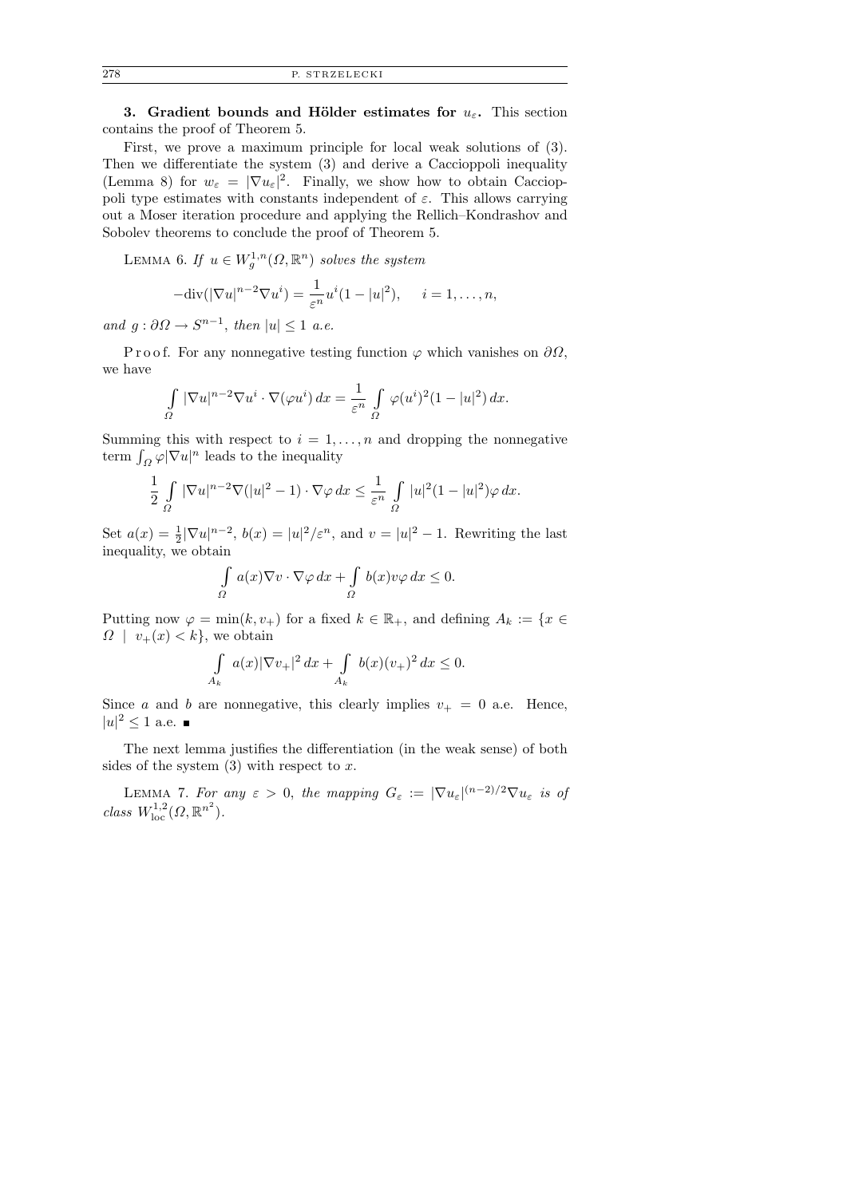**3. Gradient bounds and Hölder estimates for $u_\varepsilon$.** This section contains the proof of Theorem 5.

First, we prove a maximum principle for local weak solutions of (3). Then we differentiate the system (3) and derive a Caccioppoli inequality (Lemma 8) for $w_\varepsilon = |\nabla u_\varepsilon|^2$. Finally, we show how to obtain Caccioppoli type estimates with constants independent of $\varepsilon$. This allows carrying out a Moser iteration procedure and applying the Rellich–Kondrashov and Sobolev theorems to conclude the proof of Theorem 5.

LEMMA 6. *If $u \in W^{1,n}_g(\Omega, \mathbb{R}^n)$ solves the system*

$$-\mathrm{div}(|\nabla u|^{n-2}\nabla u^i) = \frac{1}{\varepsilon^n} u^i(1-|u|^2), \quad i = 1, \ldots, n,$$

*and $g : \partial\Omega \to S^{n-1}$, then $|u| \le 1$ a.e.*

Proof. For any nonnegative testing function $\varphi$ which vanishes on $\partial\Omega$, we have

$$\int_\Omega |\nabla u|^{n-2}\nabla u^i \cdot \nabla(\varphi u^i)\, dx = \frac{1}{\varepsilon^n} \int_\Omega \varphi(u^i)^2(1-|u|^2)\, dx.$$

Summing this with respect to $i = 1, \ldots, n$ and dropping the nonnegative term $\int_\Omega \varphi|\nabla u|^n$ leads to the inequality

$$\frac{1}{2}\int_\Omega |\nabla u|^{n-2}\nabla(|u|^2-1)\cdot\nabla\varphi\, dx \le \frac{1}{\varepsilon^n}\int_\Omega |u|^2(1-|u|^2)\varphi\, dx.$$

Set $a(x) = \frac{1}{2}|\nabla u|^{n-2}$, $b(x) = |u|^2/\varepsilon^n$, and $v = |u|^2 - 1$. Rewriting the last inequality, we obtain

$$\int_\Omega a(x)\nabla v\cdot\nabla\varphi\, dx + \int_\Omega b(x) v\varphi\, dx \le 0.$$

Putting now $\varphi = \min(k, v_+)$ for a fixed $k \in \mathbb{R}_+$, and defining $A_k := \{x \in \Omega \mid v_+(x) < k\}$, we obtain

$$\int_{A_k} a(x)|\nabla v_+|^2\, dx + \int_{A_k} b(x)(v_+)^2\, dx \le 0.$$

Since $a$ and $b$ are nonnegative, this clearly implies $v_+ = 0$ a.e. Hence, $|u|^2 \le 1$ a.e. ∎

The next lemma justifies the differentiation (in the weak sense) of both sides of the system (3) with respect to $x$.

LEMMA 7. *For any $\varepsilon > 0$, the mapping $G_\varepsilon := |\nabla u_\varepsilon|^{(n-2)/2}\nabla u_\varepsilon$ is of class $W^{1,2}_{\mathrm{loc}}(\Omega, \mathbb{R}^{n^2})$.*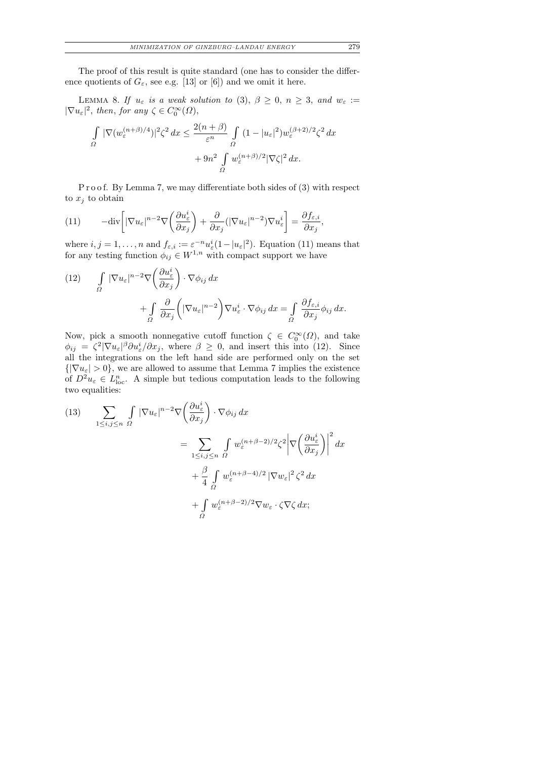The proof of this result is quite standard (one has to consider the difference quotients of $G_\varepsilon$, see e.g. [13] or [6]) and we omit it here.

LEMMA 8. *If $u_\varepsilon$ is a weak solution to* (3), $\beta \ge 0$, $n \ge 3$, *and* $w_\varepsilon := |\nabla u_\varepsilon|^2$, *then, for any* $\zeta \in C_0^\infty(\Omega)$,

$$\int_\Omega |\nabla (w_\varepsilon^{(n+\beta)/4})|^2 \zeta^2\,dx \le \frac{2(n+\beta)}{\varepsilon^n}\int_\Omega (1-|u_\varepsilon|^2) w_\varepsilon^{(\beta+2)/2}\zeta^2\,dx + 9n^2 \int_\Omega w_\varepsilon^{(n+\beta)/2}|\nabla\zeta|^2\,dx.$$

Proof. By Lemma 7, we may differentiate both sides of (3) with respect to $x_j$ to obtain

$$-\operatorname{div}\bigg[|\nabla u_\varepsilon|^{n-2}\nabla\bigg(\frac{\partial u_\varepsilon^i}{\partial x_j}\bigg) + \frac{\partial}{\partial x_j}(|\nabla u_\varepsilon|^{n-2})\nabla u_\varepsilon^i\bigg] = \frac{\partial f_{\varepsilon,i}}{\partial x_j}, \tag{11}$$

where $i,j = 1,\dots,n$ and $f_{\varepsilon,i} := \varepsilon^{-n}u_\varepsilon^i(1-|u_\varepsilon|^2)$. Equation (11) means that for any testing function $\phi_{ij} \in W^{1,n}$ with compact support we have

$$\int_\Omega |\nabla u_\varepsilon|^{n-2}\nabla\bigg(\frac{\partial u_\varepsilon^i}{\partial x_j}\bigg)\cdot\nabla\phi_{ij}\,dx + \int_\Omega \frac{\partial}{\partial x_j}\bigg(|\nabla u_\varepsilon|^{n-2}\bigg)\nabla u_\varepsilon^i\cdot\nabla\phi_{ij}\,dx = \int_\Omega \frac{\partial f_{\varepsilon,i}}{\partial x_j}\phi_{ij}\,dx. \tag{12}$$

Now, pick a smooth nonnegative cutoff function $\zeta \in C_0^\infty(\Omega)$, and take $\phi_{ij} = \zeta^2|\nabla u_\varepsilon|^\beta \partial u_\varepsilon^i/\partial x_j$, where $\beta \ge 0$, and insert this into (12). Since all the integrations on the left hand side are performed only on the set $\{|\nabla u_\varepsilon| > 0\}$, we are allowed to assume that Lemma 7 implies the existence of $D^2 u_\varepsilon \in L^n_{\mathrm{loc}}$. A simple but tedious computation leads to the following two equalities:

$$\begin{aligned}\sum_{1\le i,j\le n}\int_\Omega |\nabla u_\varepsilon|^{n-2}\nabla\bigg(\frac{\partial u_\varepsilon^i}{\partial x_j}\bigg)\cdot\nabla\phi_{ij}\,dx &= \sum_{1\le i,j\le n}\int_\Omega w_\varepsilon^{(n+\beta-2)/2}\zeta^2\bigg|\nabla\bigg(\frac{\partial u_\varepsilon^i}{\partial x_j}\bigg)\bigg|^2 dx \\ &\quad + \frac{\beta}{4}\int_\Omega w_\varepsilon^{(n+\beta-4)/2}\,|\nabla w_\varepsilon|^2\,\zeta^2\,dx \\ &\quad + \int_\Omega w_\varepsilon^{(n+\beta-2)/2}\nabla w_\varepsilon\cdot\zeta\nabla\zeta\,dx;\end{aligned}\tag{13}$$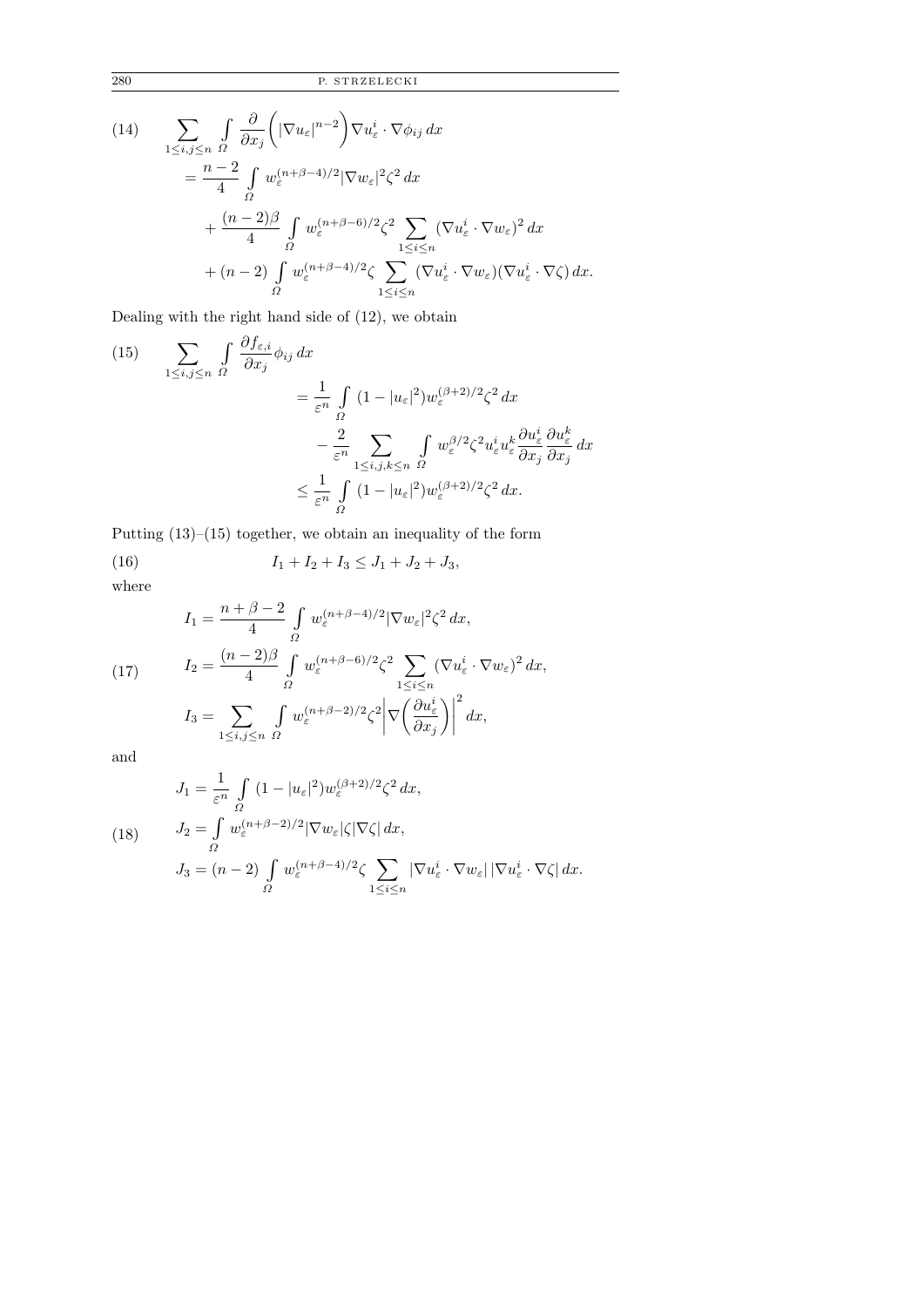$$
\begin{aligned}
(14)\qquad \sum_{1\le i,j\le n} \int_\Omega \frac{\partial}{\partial x_j}\Big(|\nabla u_\varepsilon|^{n-2}\Big)\nabla u_\varepsilon^i\cdot\nabla\phi_{ij}\,dx
&= \frac{n-2}{4}\int_\Omega w_\varepsilon^{(n+\beta-4)/2}|\nabla w_\varepsilon|^2\zeta^2\,dx\\
&\quad+\frac{(n-2)\beta}{4}\int_\Omega w_\varepsilon^{(n+\beta-6)/2}\zeta^2\sum_{1\le i\le n}(\nabla u_\varepsilon^i\cdot\nabla w_\varepsilon)^2\,dx\\
&\quad+(n-2)\int_\Omega w_\varepsilon^{(n+\beta-4)/2}\zeta\sum_{1\le i\le n}(\nabla u_\varepsilon^i\cdot\nabla w_\varepsilon)(\nabla u_\varepsilon^i\cdot\nabla\zeta)\,dx.
\end{aligned}
$$

Dealing with the right hand side of (12), we obtain

$$
\begin{aligned}
(15)\qquad \sum_{1\le i,j\le n}\int_\Omega \frac{\partial f_{\varepsilon,i}}{\partial x_j}\phi_{ij}\,dx
&= \frac{1}{\varepsilon^n}\int_\Omega (1-|u_\varepsilon|^2)w_\varepsilon^{(\beta+2)/2}\zeta^2\,dx\\
&\quad-\frac{2}{\varepsilon^n}\sum_{1\le i,j,k\le n}\int_\Omega w_\varepsilon^{\beta/2}\zeta^2u_\varepsilon^iu_\varepsilon^k\frac{\partial u_\varepsilon^i}{\partial x_j}\frac{\partial u_\varepsilon^k}{\partial x_j}\,dx\\
&\le \frac{1}{\varepsilon^n}\int_\Omega (1-|u_\varepsilon|^2)w_\varepsilon^{(\beta+2)/2}\zeta^2\,dx.
\end{aligned}
$$

Putting (13)–(15) together, we obtain an inequality of the form

$$
I_1+I_2+I_3\le J_1+J_2+J_3, \tag{16}
$$

where

$$
\begin{aligned}
I_1&=\frac{n+\beta-2}{4}\int_\Omega w_\varepsilon^{(n+\beta-4)/2}|\nabla w_\varepsilon|^2\zeta^2\,dx,\\
I_2&=\frac{(n-2)\beta}{4}\int_\Omega w_\varepsilon^{(n+\beta-6)/2}\zeta^2\sum_{1\le i\le n}(\nabla u_\varepsilon^i\cdot\nabla w_\varepsilon)^2\,dx, \qquad (17)\\
I_3&=\sum_{1\le i,j\le n}\int_\Omega w_\varepsilon^{(n+\beta-2)/2}\zeta^2\bigg|\nabla\Big(\frac{\partial u_\varepsilon^i}{\partial x_j}\Big)\bigg|^2\,dx,
\end{aligned}
$$

and

$$
\begin{aligned}
J_1&=\frac{1}{\varepsilon^n}\int_\Omega (1-|u_\varepsilon|^2)w_\varepsilon^{(\beta+2)/2}\zeta^2\,dx,\\
J_2&=\int_\Omega w_\varepsilon^{(n+\beta-2)/2}|\nabla w_\varepsilon|\zeta|\nabla\zeta|\,dx, \qquad (18)\\
J_3&=(n-2)\int_\Omega w_\varepsilon^{(n+\beta-4)/2}\zeta\sum_{1\le i\le n}|\nabla u_\varepsilon^i\cdot\nabla w_\varepsilon|\,|\nabla u_\varepsilon^i\cdot\nabla\zeta|\,dx.
\end{aligned}
$$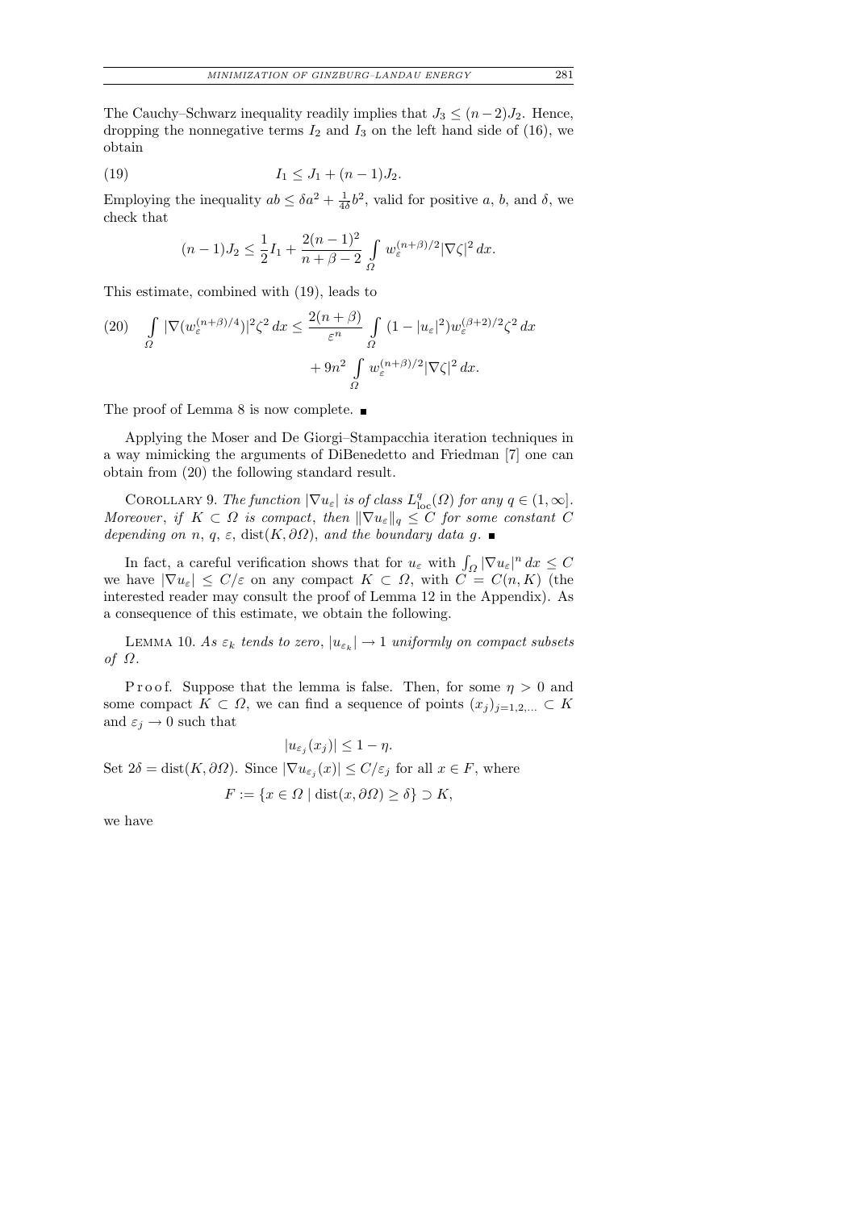The Cauchy–Schwarz inequality readily implies that $J_3 \le (n-2)J_2$. Hence, dropping the nonnegative terms $I_2$ and $I_3$ on the left hand side of (16), we obtain

$$I_1 \le J_1 + (n-1)J_2. \tag{19}$$

Employing the inequality $ab \le \delta a^2 + \frac{1}{4\delta}b^2$, valid for positive $a$, $b$, and $\delta$, we check that

$$(n-1)J_2 \le \frac{1}{2}I_1 + \frac{2(n-1)^2}{n+\beta-2}\int_\Omega w_\varepsilon^{(n+\beta)/2}|\nabla\zeta|^2\,dx.$$

This estimate, combined with (19), leads to

$$\int_\Omega |\nabla(w_\varepsilon^{(n+\beta)/4})|^2\zeta^2\,dx \le \frac{2(n+\beta)}{\varepsilon^n}\int_\Omega (1-|u_\varepsilon|^2)w_\varepsilon^{(\beta+2)/2}\zeta^2\,dx + 9n^2\int_\Omega w_\varepsilon^{(n+\beta)/2}|\nabla\zeta|^2\,dx. \tag{20}$$

The proof of Lemma 8 is now complete. ∎

Applying the Moser and De Giorgi–Stampacchia iteration techniques in a way mimicking the arguments of DiBenedetto and Friedman [7] one can obtain from (20) the following standard result.

Corollary 9. *The function $|\nabla u_\varepsilon|$ is of class $L^q_{\mathrm{loc}}(\Omega)$ for any $q \in (1,\infty]$. Moreover, if $K \subset \Omega$ is compact, then $\|\nabla u_\varepsilon\|_q \le C$ for some constant $C$ depending on $n$, $q$, $\varepsilon$, $\operatorname{dist}(K,\partial\Omega)$, and the boundary data $g$.* ∎

In fact, a careful verification shows that for $u_\varepsilon$ with $\int_\Omega |\nabla u_\varepsilon|^n\,dx \le C$ we have $|\nabla u_\varepsilon| \le C/\varepsilon$ on any compact $K \subset \Omega$, with $C = C(n,K)$ (the interested reader may consult the proof of Lemma 12 in the Appendix). As a consequence of this estimate, we obtain the following.

Lemma 10. *As $\varepsilon_k$ tends to zero, $|u_{\varepsilon_k}| \to 1$ uniformly on compact subsets of $\Omega$.*

Proof. Suppose that the lemma is false. Then, for some $\eta > 0$ and some compact $K \subset \Omega$, we can find a sequence of points $(x_j)_{j=1,2,\ldots} \subset K$ and $\varepsilon_j \to 0$ such that

$$|u_{\varepsilon_j}(x_j)| \le 1-\eta.$$

Set $2\delta = \operatorname{dist}(K,\partial\Omega)$. Since $|\nabla u_{\varepsilon_j}(x)| \le C/\varepsilon_j$ for all $x \in F$, where

$$F := \{x \in \Omega \mid \operatorname{dist}(x,\partial\Omega) \ge \delta\} \supset K,$$

we have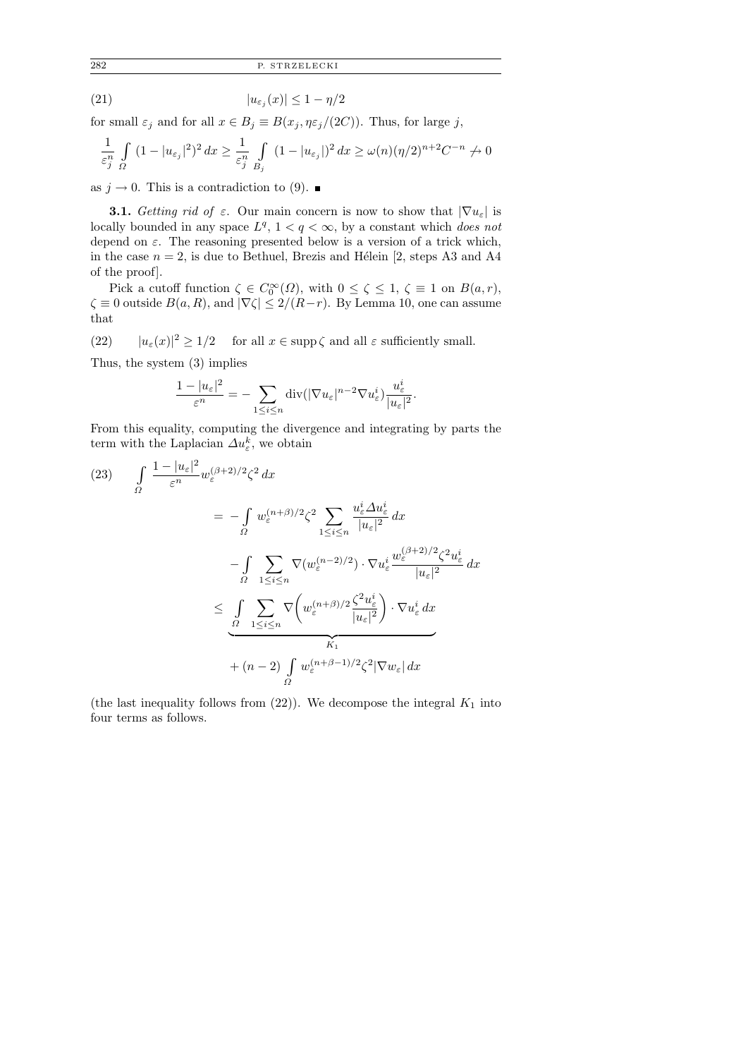$$|u_{\varepsilon_j}(x)| \le 1 - \eta/2 \tag{21}$$

for small $\varepsilon_j$ and for all $x \in B_j \equiv B(x_j, \eta\varepsilon_j/(2C))$. Thus, for large $j$,

$$\frac{1}{\varepsilon_j^n} \int_\Omega (1 - |u_{\varepsilon_j}|^2)^2 \, dx \ge \frac{1}{\varepsilon_j^n} \int_{B_j} (1 - |u_{\varepsilon_j}|)^2 \, dx \ge \omega(n)(\eta/2)^{n+2} C^{-n} \not\to 0$$

as $j \to 0$. This is a contradiction to (9). ∎

**3.1.** *Getting rid of* $\varepsilon$. Our main concern is now to show that $|\nabla u_\varepsilon|$ is locally bounded in any space $L^q$, $1 < q < \infty$, by a constant which *does not* depend on $\varepsilon$. The reasoning presented below is a version of a trick which, in the case $n = 2$, is due to Bethuel, Brezis and Hélein [2, steps A3 and A4 of the proof].

Pick a cutoff function $\zeta \in C_0^\infty(\Omega)$, with $0 \le \zeta \le 1$, $\zeta \equiv 1$ on $B(a, r)$, $\zeta \equiv 0$ outside $B(a, R)$, and $|\nabla\zeta| \le 2/(R-r)$. By Lemma 10, one can assume that

$$|u_\varepsilon(x)|^2 \ge 1/2 \quad \text{for all } x \in \operatorname{supp}\zeta \text{ and all } \varepsilon \text{ sufficiently small.} \tag{22}$$

Thus, the system (3) implies

$$\frac{1 - |u_\varepsilon|^2}{\varepsilon^n} = -\sum_{1 \le i \le n} \operatorname{div}(|\nabla u_\varepsilon|^{n-2} \nabla u_\varepsilon^i) \frac{u_\varepsilon^i}{|u_\varepsilon|^2}.$$

From this equality, computing the divergence and integrating by parts the term with the Laplacian $\Delta u_\varepsilon^k$, we obtain

$$\begin{aligned}
\int_\Omega \frac{1 - |u_\varepsilon|^2}{\varepsilon^n} w_\varepsilon^{(\beta+2)/2} \zeta^2 \, dx
&= -\int_\Omega w_\varepsilon^{(n+\beta)/2} \zeta^2 \sum_{1 \le i \le n} \frac{u_\varepsilon^i \Delta u_\varepsilon^i}{|u_\varepsilon|^2} \, dx \\
&\quad - \int_\Omega \sum_{1 \le i \le n} \nabla(w_\varepsilon^{(n-2)/2}) \cdot \nabla u_\varepsilon^i \frac{w_\varepsilon^{(\beta+2)/2} \zeta^2 u_\varepsilon^i}{|u_\varepsilon|^2} \, dx \\
&\le \underbrace{\int_\Omega \sum_{1 \le i \le n} \nabla\bigg( w_\varepsilon^{(n+\beta)/2} \frac{\zeta^2 u_\varepsilon^i}{|u_\varepsilon|^2} \bigg) \cdot \nabla u_\varepsilon^i \, dx}_{K_1} \\
&\quad + (n-2) \int_\Omega w_\varepsilon^{(n+\beta-1)/2} \zeta^2 |\nabla w_\varepsilon| \, dx
\end{aligned} \tag{23}$$

(the last inequality follows from (22)). We decompose the integral $K_1$ into four terms as follows.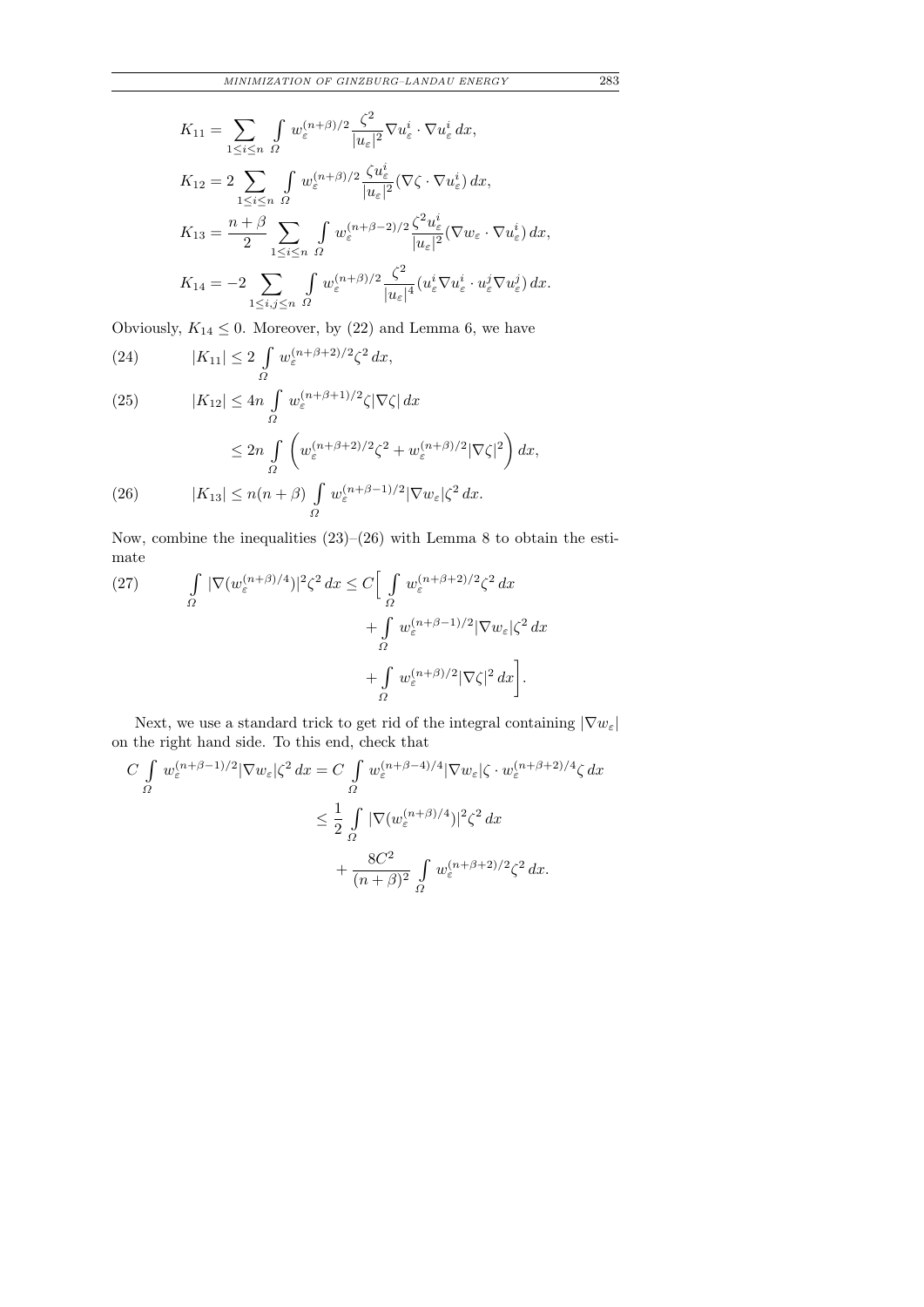$$K_{11} = \sum_{1\le i\le n} \int_\Omega w_\varepsilon^{(n+\beta)/2} \frac{\zeta^2}{|u_\varepsilon|^2} \nabla u_\varepsilon^i \cdot \nabla u_\varepsilon^i \, dx,$$

$$K_{12} = 2\sum_{1\le i\le n} \int_\Omega w_\varepsilon^{(n+\beta)/2} \frac{\zeta u_\varepsilon^i}{|u_\varepsilon|^2} (\nabla \zeta \cdot \nabla u_\varepsilon^i)\, dx,$$

$$K_{13} = \frac{n+\beta}{2}\sum_{1\le i\le n} \int_\Omega w_\varepsilon^{(n+\beta-2)/2} \frac{\zeta^2 u_\varepsilon^i}{|u_\varepsilon|^2} (\nabla w_\varepsilon \cdot \nabla u_\varepsilon^i)\, dx,$$

$$K_{14} = -2\sum_{1\le i,j\le n} \int_\Omega w_\varepsilon^{(n+\beta)/2} \frac{\zeta^2}{|u_\varepsilon|^4} (u_\varepsilon^i \nabla u_\varepsilon^i \cdot u_\varepsilon^j \nabla u_\varepsilon^j)\, dx.$$

Obviously, $K_{14} \le 0$. Moreover, by (22) and Lemma 6, we have

$$|K_{11}| \le 2 \int_\Omega w_\varepsilon^{(n+\beta+2)/2} \zeta^2\, dx, \tag{24}$$

$$|K_{12}| \le 4n \int_\Omega w_\varepsilon^{(n+\beta+1)/2} \zeta |\nabla \zeta|\, dx \le 2n \int_\Omega \left( w_\varepsilon^{(n+\beta+2)/2}\zeta^2 + w_\varepsilon^{(n+\beta)/2} |\nabla\zeta|^2 \right) dx, \tag{25}$$

$$|K_{13}| \le n(n+\beta) \int_\Omega w_\varepsilon^{(n+\beta-1)/2} |\nabla w_\varepsilon| \zeta^2\, dx. \tag{26}$$

Now, combine the inequalities (23)–(26) with Lemma 8 to obtain the estimate

$$\int_\Omega |\nabla (w_\varepsilon^{(n+\beta)/4})|^2 \zeta^2\, dx \le C\Big[ \int_\Omega w_\varepsilon^{(n+\beta+2)/2}\zeta^2\, dx + \int_\Omega w_\varepsilon^{(n+\beta-1)/2} |\nabla w_\varepsilon| \zeta^2\, dx + \int_\Omega w_\varepsilon^{(n+\beta)/2} |\nabla \zeta|^2\, dx \Big]. \tag{27}$$

Next, we use a standard trick to get rid of the integral containing $|\nabla w_\varepsilon|$ on the right hand side. To this end, check that

$$\begin{aligned} C\int_\Omega w_\varepsilon^{(n+\beta-1)/2} |\nabla w_\varepsilon| \zeta^2\, dx &= C\int_\Omega w_\varepsilon^{(n+\beta-4)/4} |\nabla w_\varepsilon| \zeta \cdot w_\varepsilon^{(n+\beta+2)/4} \zeta\, dx \\ &\le \frac{1}{2} \int_\Omega |\nabla (w_\varepsilon^{(n+\beta)/4})|^2 \zeta^2\, dx \\ &\quad + \frac{8C^2}{(n+\beta)^2} \int_\Omega w_\varepsilon^{(n+\beta+2)/2} \zeta^2\, dx. \end{aligned}$$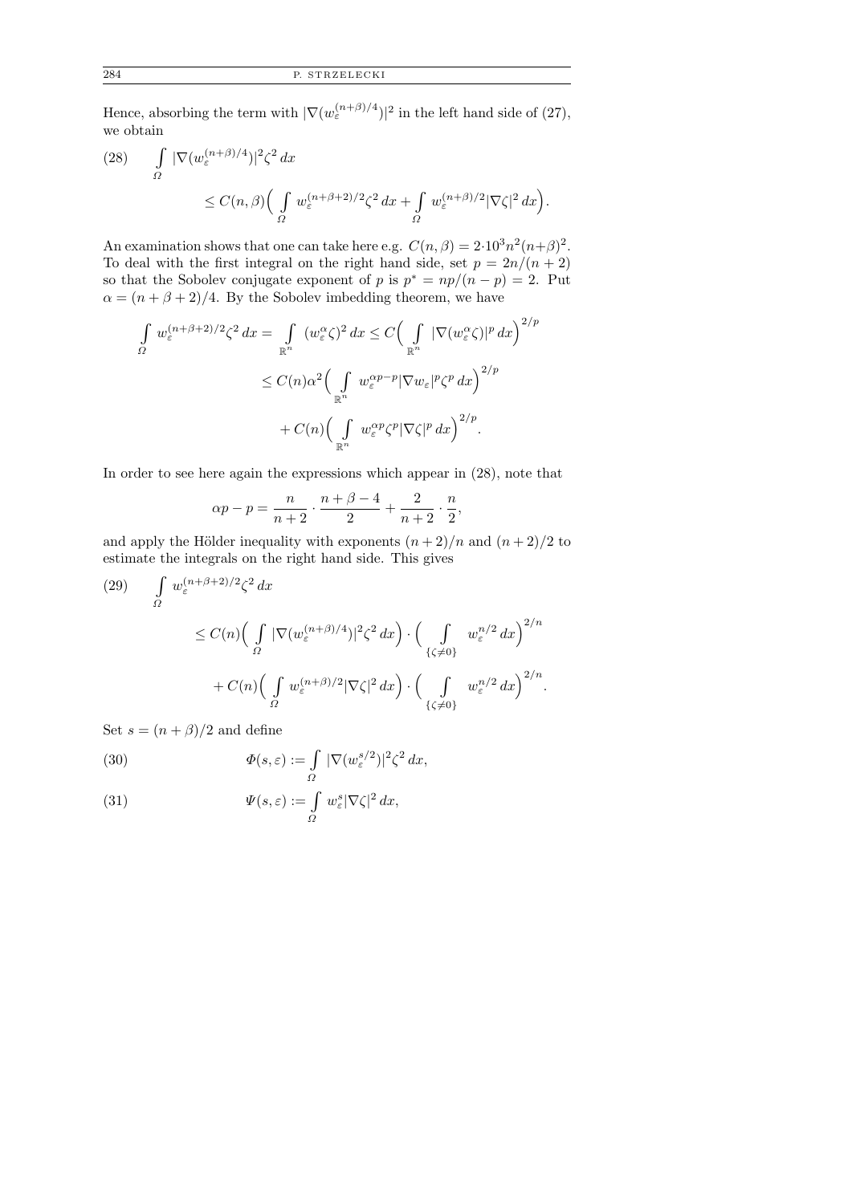Hence, absorbing the term with $|\nabla(w_\varepsilon^{(n+\beta)/4})|^2$ in the left hand side of (27), we obtain

$$
\int_\Omega |\nabla(w_\varepsilon^{(n+\beta)/4})|^2\zeta^2\,dx \le C(n,\beta)\Big(\int_\Omega w_\varepsilon^{(n+\beta+2)/2}\zeta^2\,dx + \int_\Omega w_\varepsilon^{(n+\beta)/2}|\nabla\zeta|^2\,dx\Big). \tag{28}
$$

An examination shows that one can take here e.g. $C(n,\beta)=2\cdot 10^3 n^2(n+\beta)^2$. To deal with the first integral on the right hand side, set $p=2n/(n+2)$ so that the Sobolev conjugate exponent of $p$ is $p^*=np/(n-p)=2$. Put $\alpha=(n+\beta+2)/4$. By the Sobolev imbedding theorem, we have

$$
\begin{aligned}
\int_\Omega w_\varepsilon^{(n+\beta+2)/2}\zeta^2\,dx &= \int_{\mathbb{R}^n} (w_\varepsilon^\alpha\zeta)^2\,dx \le C\Big(\int_{\mathbb{R}^n} |\nabla(w_\varepsilon^\alpha\zeta)|^p\,dx\Big)^{2/p}\\
&\le C(n)\alpha^2\Big(\int_{\mathbb{R}^n} w_\varepsilon^{\alpha p-p}|\nabla w_\varepsilon|^p\zeta^p\,dx\Big)^{2/p}\\
&\quad + C(n)\Big(\int_{\mathbb{R}^n} w_\varepsilon^{\alpha p}\zeta^p|\nabla\zeta|^p\,dx\Big)^{2/p}.
\end{aligned}
$$

In order to see here again the expressions which appear in (28), note that

$$
\alpha p - p = \frac{n}{n+2}\cdot\frac{n+\beta-4}{2} + \frac{2}{n+2}\cdot\frac{n}{2},
$$

and apply the Hölder inequality with exponents $(n+2)/n$ and $(n+2)/2$ to estimate the integrals on the right hand side. This gives

$$
\begin{aligned}
\int_\Omega w_\varepsilon^{(n+\beta+2)/2}\zeta^2\,dx &\le C(n)\Big(\int_\Omega |\nabla(w_\varepsilon^{(n+\beta)/4})|^2\zeta^2\,dx\Big)\cdot\Big(\int_{\{\zeta\ne 0\}} w_\varepsilon^{n/2}\,dx\Big)^{2/n}\\
&\quad + C(n)\Big(\int_\Omega w_\varepsilon^{(n+\beta)/2}|\nabla\zeta|^2\,dx\Big)\cdot\Big(\int_{\{\zeta\ne 0\}} w_\varepsilon^{n/2}\,dx\Big)^{2/n}.
\end{aligned} \tag{29}
$$

Set $s=(n+\beta)/2$ and define

$$
\Phi(s,\varepsilon) := \int_\Omega |\nabla(w_\varepsilon^{s/2})|^2\zeta^2\,dx, \tag{30}
$$

$$
\Psi(s,\varepsilon) := \int_\Omega w_\varepsilon^s|\nabla\zeta|^2\,dx, \tag{31}
$$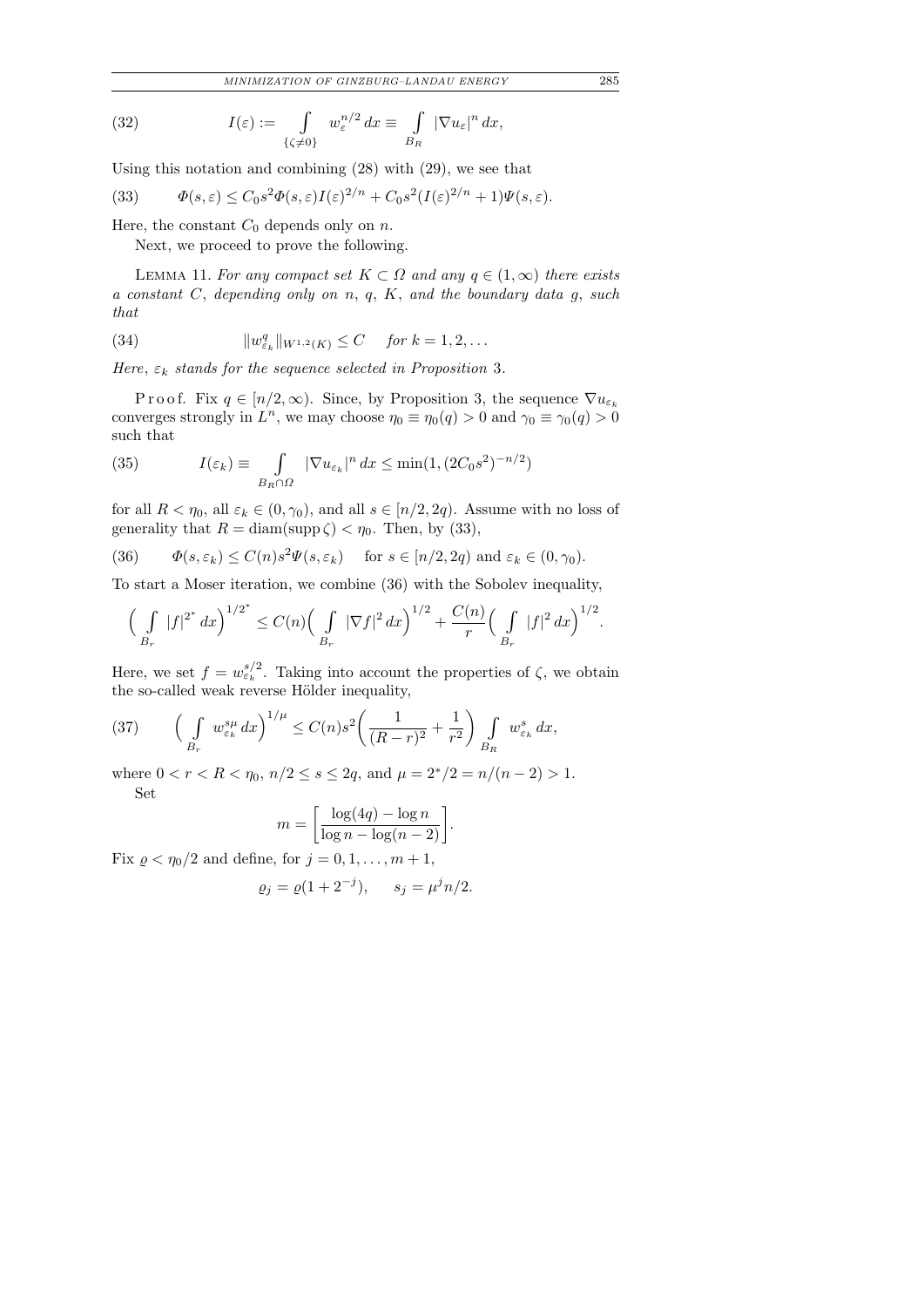$$I(\varepsilon) := \int_{\{\zeta \neq 0\}} w_\varepsilon^{n/2}\,dx \equiv \int_{B_R} |\nabla u_\varepsilon|^n\,dx, \tag{32}$$

Using this notation and combining (28) with (29), we see that

$$\Phi(s,\varepsilon) \le C_0 s^2 \Phi(s,\varepsilon) I(\varepsilon)^{2/n} + C_0 s^2 (I(\varepsilon)^{2/n} + 1)\Psi(s,\varepsilon). \tag{33}$$

Here, the constant $C_0$ depends only on $n$.

Next, we proceed to prove the following.

LEMMA 11. *For any compact set $K \subset \Omega$ and any $q \in (1,\infty)$ there exists a constant $C$, depending only on $n$, $q$, $K$, and the boundary data $g$, such that*

$$\|w^q_{\varepsilon_k}\|_{W^{1,2}(K)} \le C \quad \textit{for } k = 1,2,\ldots \tag{34}$$

*Here, $\varepsilon_k$ stands for the sequence selected in Proposition* 3.

Proof. Fix $q \in [n/2,\infty)$. Since, by Proposition 3, the sequence $\nabla u_{\varepsilon_k}$ converges strongly in $L^n$, we may choose $\eta_0 \equiv \eta_0(q) > 0$ and $\gamma_0 \equiv \gamma_0(q) > 0$ such that

$$I(\varepsilon_k) \equiv \int_{B_R \cap \Omega} |\nabla u_{\varepsilon_k}|^n\,dx \le \min(1, (2C_0 s^2)^{-n/2}) \tag{35}$$

for all $R < \eta_0$, all $\varepsilon_k \in (0,\gamma_0)$, and all $s \in [n/2, 2q)$. Assume with no loss of generality that $R = \operatorname{diam}(\operatorname{supp}\zeta) < \eta_0$. Then, by (33),

$$\Phi(s,\varepsilon_k) \le C(n) s^2 \Psi(s,\varepsilon_k) \quad \text{for } s \in [n/2, 2q) \text{ and } \varepsilon_k \in (0,\gamma_0). \tag{36}$$

To start a Moser iteration, we combine (36) with the Sobolev inequality,

$$\Big(\int_{B_r} |f|^{2^*}\,dx\Big)^{1/2^*} \le C(n)\Big(\int_{B_r} |\nabla f|^2\,dx\Big)^{1/2} + \frac{C(n)}{r}\Big(\int_{B_r} |f|^2\,dx\Big)^{1/2}.$$

Here, we set $f = w_{\varepsilon_k}^{s/2}$. Taking into account the properties of $\zeta$, we obtain the so-called weak reverse Hölder inequality,

$$\Big(\int_{B_r} w_{\varepsilon_k}^{s\mu}\,dx\Big)^{1/\mu} \le C(n) s^2 \Big(\frac{1}{(R-r)^2} + \frac{1}{r^2}\Big) \int_{B_R} w_{\varepsilon_k}^s\,dx, \tag{37}$$

where $0 < r < R < \eta_0$, $n/2 \le s \le 2q$, and $\mu = 2^*/2 = n/(n-2) > 1$.

Set

$$m = \left[\frac{\log(4q) - \log n}{\log n - \log(n-2)}\right].$$

Fix $\varrho < \eta_0/2$ and define, for $j = 0,1,\ldots,m+1$,

$$\varrho_j = \varrho(1 + 2^{-j}), \qquad s_j = \mu^j n/2.$$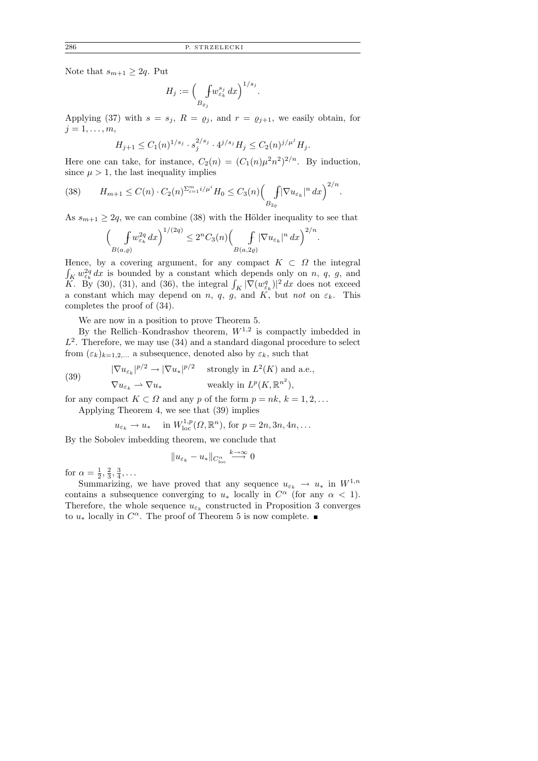Note that $s_{m+1} \geq 2q$. Put

$$H_j := \Big( \fint_{B_{\varrho_j}} w_{\varepsilon_k}^{s_j}\, dx \Big)^{1/s_j}.$$

Applying (37) with $s = s_j$, $R = \varrho_j$, and $r = \varrho_{j+1}$, we easily obtain, for $j = 1, \ldots, m$,

$$H_{j+1} \leq C_1(n)^{1/s_j} \cdot s_j^{2/s_j} \cdot 4^{j/s_j} H_j \leq C_2(n)^{j/\mu^j} H_j.$$

Here one can take, for instance, $C_2(n) = (C_1(n)\mu^2 n^2)^{2/n}$. By induction, since $\mu > 1$, the last inequality implies

$$H_{m+1} \leq C(n) \cdot C_2(n)^{\sum_{i=1}^m i/\mu^i} H_0 \leq C_3(n) \Big( \fint_{B_{2\varrho}} |\nabla u_{\varepsilon_k}|^n\, dx \Big)^{2/n}. \tag{38}$$

As $s_{m+1} \geq 2q$, we can combine (38) with the Hölder inequality to see that

$$\Big( \fint_{B(a,\varrho)} w_{\varepsilon_k}^{2q}\, dx \Big)^{1/(2q)} \leq 2^n C_3(n) \Big( \fint_{B(a,2\varrho)} |\nabla u_{\varepsilon_k}|^n\, dx \Big)^{2/n}.$$

Hence, by a covering argument, for any compact $K \subset \Omega$ the integral $\int_K w_{\varepsilon_k}^{2q}\, dx$ is bounded by a constant which depends only on $n$, $q$, $g$, and $K$. By (30), (31), and (36), the integral $\int_K |\nabla(w_{\varepsilon_k}^q)|^2\, dx$ does not exceed a constant which may depend on $n$, $q$, $g$, and $K$, but *not* on $\varepsilon_k$. This completes the proof of (34).

We are now in a position to prove Theorem 5.

By the Rellich–Kondrashov theorem, $W^{1,2}$ is compactly imbedded in $L^2$. Therefore, we may use (34) and a standard diagonal procedure to select from $(\varepsilon_k)_{k=1,2,\ldots}$ a subsequence, denoted also by $\varepsilon_k$, such that

$$\begin{aligned} &|\nabla u_{\varepsilon_k}|^{p/2} \to |\nabla u_*|^{p/2} && \text{strongly in } L^2(K) \text{ and a.e.,} \\ &\nabla u_{\varepsilon_k} \rightharpoonup \nabla u_* && \text{weakly in } L^p(K, \mathbb{R}^{n^2}), \end{aligned} \tag{39}$$

for any compact $K \subset \Omega$ and any $p$ of the form $p = nk$, $k = 1, 2, \ldots$

Applying Theorem 4, we see that (39) implies

$$u_{\varepsilon_k} \to u_* \quad \text{in } W^{1,p}_{\mathrm{loc}}(\Omega, \mathbb{R}^n), \text{ for } p = 2n, 3n, 4n, \ldots$$

By the Sobolev imbedding theorem, we conclude that

$$\|u_{\varepsilon_k} - u_*\|_{C^\alpha_{\mathrm{loc}}} \xrightarrow{k\to\infty} 0$$

for $\alpha = \frac{1}{2}, \frac{2}{3}, \frac{3}{4}, \ldots$

Summarizing, we have proved that any sequence $u_{\varepsilon_k} \to u_*$ in $W^{1,n}$ contains a subsequence converging to $u_*$ locally in $C^\alpha$ (for any $\alpha < 1$). Therefore, the whole sequence $u_{\varepsilon_k}$ constructed in Proposition 3 converges to $u_*$ locally in $C^\alpha$. The proof of Theorem 5 is now complete. ∎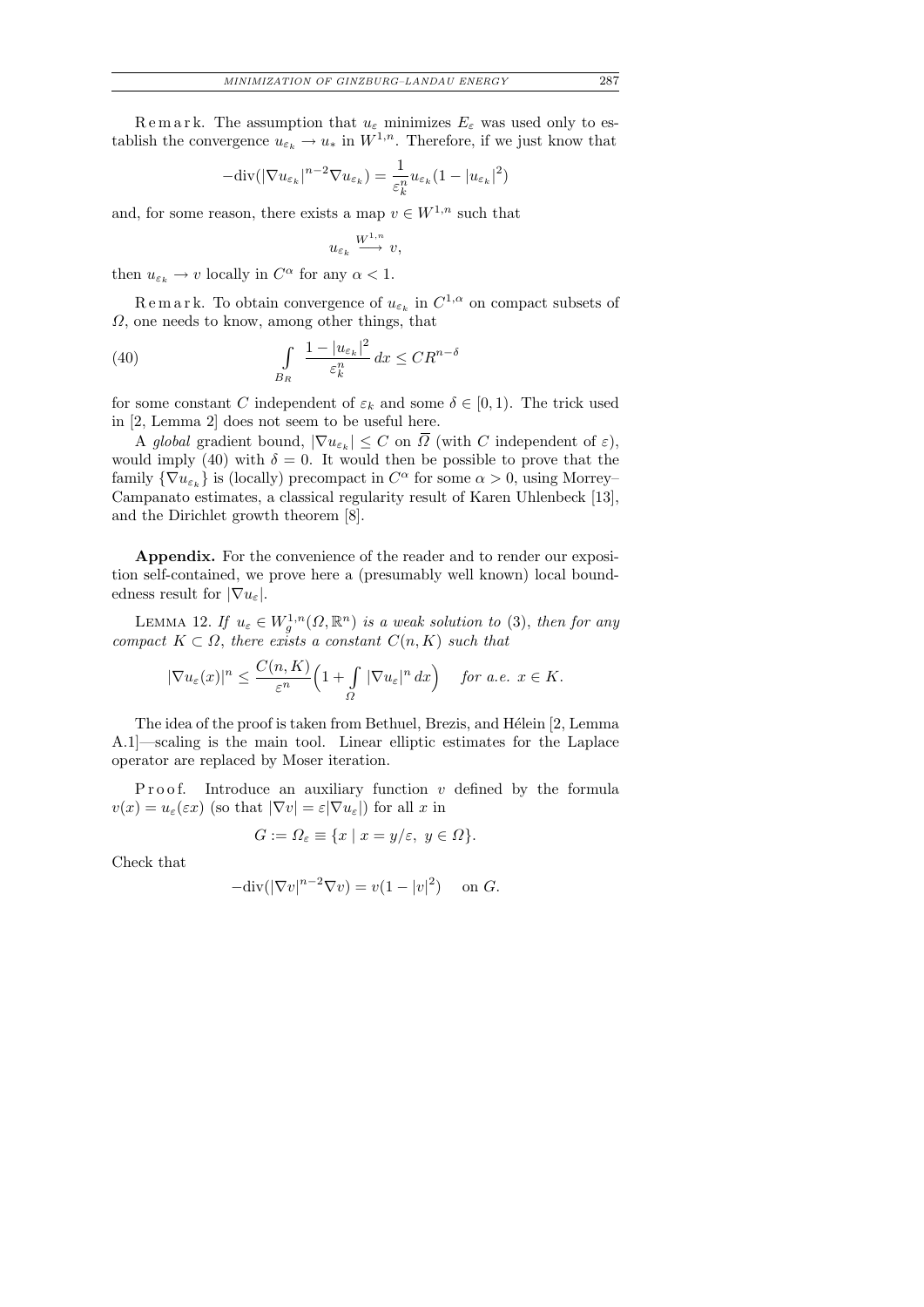Remark. The assumption that $u_\varepsilon$ minimizes $E_\varepsilon$ was used only to establish the convergence $u_{\varepsilon_k} \to u_*$ in $W^{1,n}$. Therefore, if we just know that

$$-\mathrm{div}(|\nabla u_{\varepsilon_k}|^{n-2}\nabla u_{\varepsilon_k}) = \frac{1}{\varepsilon_k^n} u_{\varepsilon_k}(1-|u_{\varepsilon_k}|^2)$$

and, for some reason, there exists a map $v \in W^{1,n}$ such that

$$u_{\varepsilon_k} \xrightarrow{W^{1,n}} v,$$

then $u_{\varepsilon_k} \to v$ locally in $C^\alpha$ for any $\alpha < 1$.

Remark. To obtain convergence of $u_{\varepsilon_k}$ in $C^{1,\alpha}$ on compact subsets of $\Omega$, one needs to know, among other things, that

$$\int_{B_R} \frac{1-|u_{\varepsilon_k}|^2}{\varepsilon_k^n}\,dx \le CR^{n-\delta} \tag{40}$$

for some constant $C$ independent of $\varepsilon_k$ and some $\delta \in [0,1)$. The trick used in [2, Lemma 2] does not seem to be useful here.

A *global* gradient bound, $|\nabla u_{\varepsilon_k}| \le C$ on $\overline{\Omega}$ (with $C$ independent of $\varepsilon$), would imply (40) with $\delta = 0$. It would then be possible to prove that the family $\{\nabla u_{\varepsilon_k}\}$ is (locally) precompact in $C^\alpha$ for some $\alpha > 0$, using Morrey–Campanato estimates, a classical regularity result of Karen Uhlenbeck [13], and the Dirichlet growth theorem [8].

**Appendix.** For the convenience of the reader and to render our exposition self-contained, we prove here a (presumably well known) local boundedness result for $|\nabla u_\varepsilon|$.

LEMMA 12. *If $u_\varepsilon \in W^{1,n}_g(\Omega,\mathbb{R}^n)$ is a weak solution to* (3), *then for any compact $K \subset \Omega$, there exists a constant $C(n,K)$ such that*

$$|\nabla u_\varepsilon(x)|^n \le \frac{C(n,K)}{\varepsilon^n}\Big(1+\int_\Omega |\nabla u_\varepsilon|^n\,dx\Big) \quad \textit{for a.e. } x \in K.$$

The idea of the proof is taken from Bethuel, Brezis, and Hélein [2, Lemma A.1]—scaling is the main tool. Linear elliptic estimates for the Laplace operator are replaced by Moser iteration.

Proof. Introduce an auxiliary function $v$ defined by the formula $v(x) = u_\varepsilon(\varepsilon x)$ (so that $|\nabla v| = \varepsilon|\nabla u_\varepsilon|$) for all $x$ in

$$G := \Omega_\varepsilon \equiv \{x \mid x = y/\varepsilon,\ y \in \Omega\}.$$

Check that

$$-\mathrm{div}(|\nabla v|^{n-2}\nabla v) = v(1-|v|^2) \quad \text{on } G.$$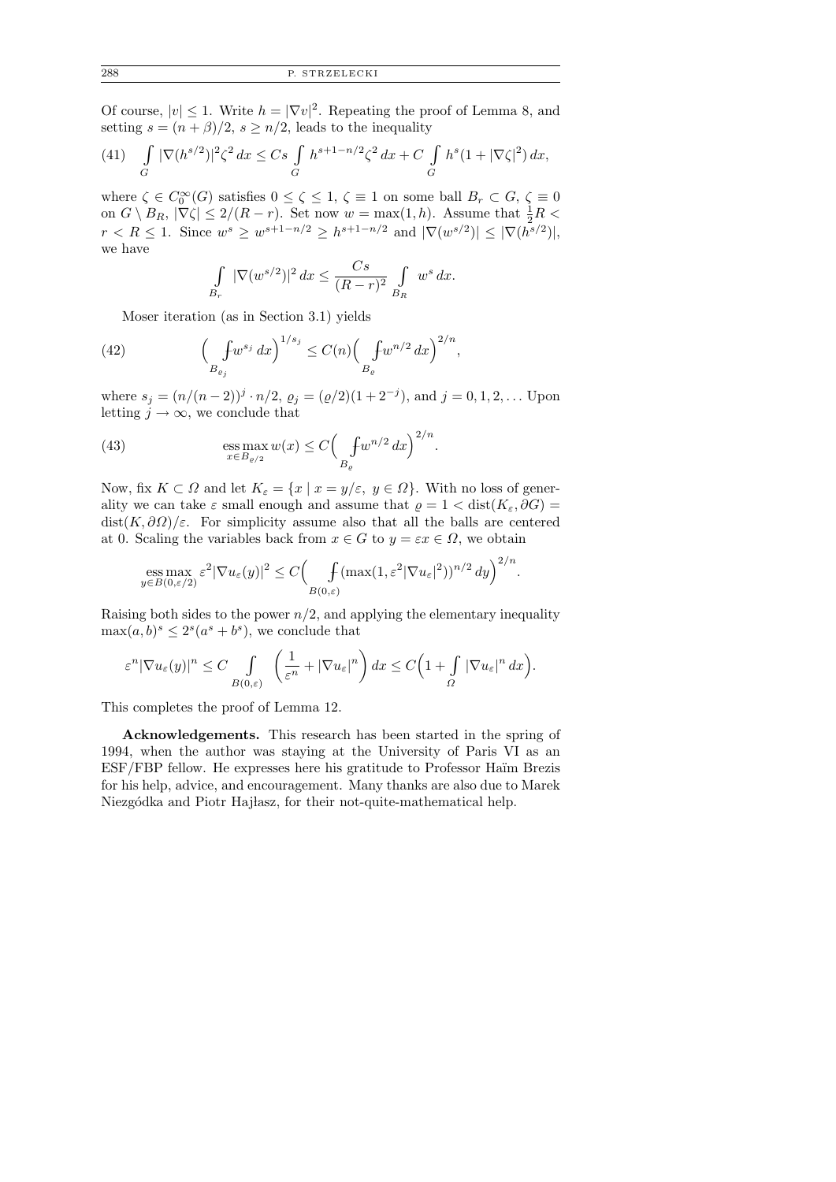Of course, $|v| \le 1$. Write $h = |\nabla v|^2$. Repeating the proof of Lemma 8, and setting $s = (n+\beta)/2$, $s \ge n/2$, leads to the inequality

$$\int_G |\nabla(h^{s/2})|^2 \zeta^2\,dx \le Cs \int_G h^{s+1-n/2}\zeta^2\,dx + C\int_G h^s(1+|\nabla\zeta|^2)\,dx, \tag{41}$$

where $\zeta \in C_0^\infty(G)$ satisfies $0 \le \zeta \le 1$, $\zeta \equiv 1$ on some ball $B_r \subset G$, $\zeta \equiv 0$ on $G \setminus B_R$, $|\nabla\zeta| \le 2/(R-r)$. Set now $w = \max(1,h)$. Assume that $\frac{1}{2}R < r < R \le 1$. Since $w^s \ge w^{s+1-n/2} \ge h^{s+1-n/2}$ and $|\nabla(w^{s/2})| \le |\nabla(h^{s/2})|$, we have

$$\int_{B_r} |\nabla(w^{s/2})|^2\,dx \le \frac{Cs}{(R-r)^2}\int_{B_R} w^s\,dx.$$

Moser iteration (as in Section 3.1) yields

$$\Big(\fint_{B_{\varrho_j}} w^{s_j}\,dx\Big)^{1/s_j} \le C(n)\Big(\fint_{B_\varrho} w^{n/2}\,dx\Big)^{2/n}, \tag{42}$$

where $s_j = (n/(n-2))^j \cdot n/2$, $\varrho_j = (\varrho/2)(1+2^{-j})$, and $j = 0,1,2,\ldots$ Upon letting $j \to \infty$, we conclude that

$$\operatorname*{ess\,max}_{x\in B_{\varrho/2}} w(x) \le C\Big(\fint_{B_\varrho} w^{n/2}\,dx\Big)^{2/n}. \tag{43}$$

Now, fix $K \subset \Omega$ and let $K_\varepsilon = \{x \mid x = y/\varepsilon,\ y \in \Omega\}$. With no loss of generality we can take $\varepsilon$ small enough and assume that $\varrho = 1 < \operatorname{dist}(K_\varepsilon, \partial G) = \operatorname{dist}(K, \partial\Omega)/\varepsilon$. For simplicity assume also that all the balls are centered at 0. Scaling the variables back from $x \in G$ to $y = \varepsilon x \in \Omega$, we obtain

$$\operatorname*{ess\,max}_{y\in B(0,\varepsilon/2)} \varepsilon^2|\nabla u_\varepsilon(y)|^2 \le C\Big(\fint_{B(0,\varepsilon)} (\max(1,\varepsilon^2|\nabla u_\varepsilon|^2))^{n/2}\,dy\Big)^{2/n}.$$

Raising both sides to the power $n/2$, and applying the elementary inequality $\max(a,b)^s \le 2^s(a^s+b^s)$, we conclude that

$$\varepsilon^n|\nabla u_\varepsilon(y)|^n \le C\int_{B(0,\varepsilon)} \Big(\frac{1}{\varepsilon^n} + |\nabla u_\varepsilon|^n\Big)\,dx \le C\Big(1 + \int_\Omega |\nabla u_\varepsilon|^n\,dx\Big).$$

This completes the proof of Lemma 12.

**Acknowledgements.** This research has been started in the spring of 1994, when the author was staying at the University of Paris VI as an ESF/FBP fellow. He expresses here his gratitude to Professor Haïm Brezis for his help, advice, and encouragement. Many thanks are also due to Marek Niezgódka and Piotr Hajłasz, for their not-quite-mathematical help.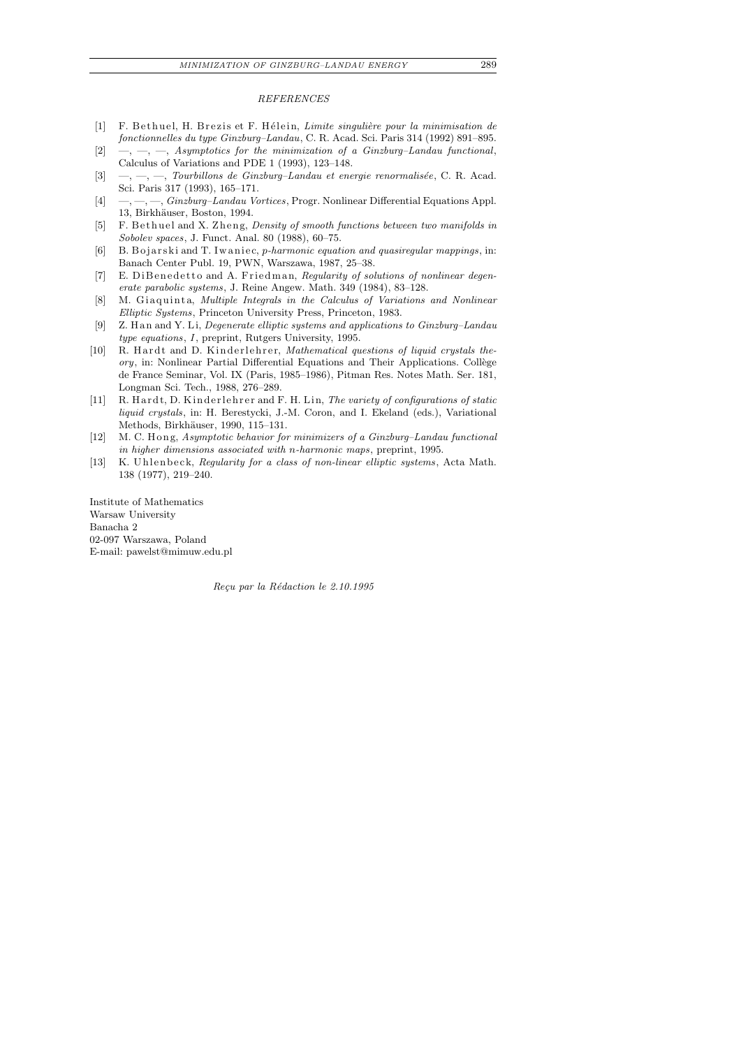## REFERENCES

[1] F. Bethuel, H. Brezis et F. Hélein, *Limite singulière pour la minimisation de fonctionnelles du type Ginzburg–Landau*, C. R. Acad. Sci. Paris 314 (1992) 891–895.

[2] —, —, —, *Asymptotics for the minimization of a Ginzburg–Landau functional*, Calculus of Variations and PDE 1 (1993), 123–148.

[3] —, —, —, *Tourbillons de Ginzburg–Landau et energie renormalisée*, C. R. Acad. Sci. Paris 317 (1993), 165–171.

[4] —, —, —, *Ginzburg–Landau Vortices*, Progr. Nonlinear Differential Equations Appl. 13, Birkhäuser, Boston, 1994.

[5] F. Bethuel and X. Zheng, *Density of smooth functions between two manifolds in Sobolev spaces*, J. Funct. Anal. 80 (1988), 60–75.

[6] B. Bojarski and T. Iwaniec, *p-harmonic equation and quasiregular mappings*, in: Banach Center Publ. 19, PWN, Warszawa, 1987, 25–38.

[7] E. DiBenedetto and A. Friedman, *Regularity of solutions of nonlinear degenerate parabolic systems*, J. Reine Angew. Math. 349 (1984), 83–128.

[8] M. Giaquinta, *Multiple Integrals in the Calculus of Variations and Nonlinear Elliptic Systems*, Princeton University Press, Princeton, 1983.

[9] Z. Han and Y. Li, *Degenerate elliptic systems and applications to Ginzburg–Landau type equations*, *I*, preprint, Rutgers University, 1995.

[10] R. Hardt and D. Kinderlehrer, *Mathematical questions of liquid crystals theory*, in: Nonlinear Partial Differential Equations and Their Applications. Collège de France Seminar, Vol. IX (Paris, 1985–1986), Pitman Res. Notes Math. Ser. 181, Longman Sci. Tech., 1988, 276–289.

[11] R. Hardt, D. Kinderlehrer and F. H. Lin, *The variety of configurations of static liquid crystals*, in: H. Berestycki, J.-M. Coron, and I. Ekeland (eds.), Variational Methods, Birkhäuser, 1990, 115–131.

[12] M. C. Hong, *Asymptotic behavior for minimizers of a Ginzburg–Landau functional in higher dimensions associated with n-harmonic maps*, preprint, 1995.

[13] K. Uhlenbeck, *Regularity for a class of non-linear elliptic systems*, Acta Math. 138 (1977), 219–240.

Institute of Mathematics
Warsaw University
Banacha 2
02-097 Warszawa, Poland
E-mail: pawelst@mimuw.edu.pl

*Reçu par la Rédaction le 2.10.1995*